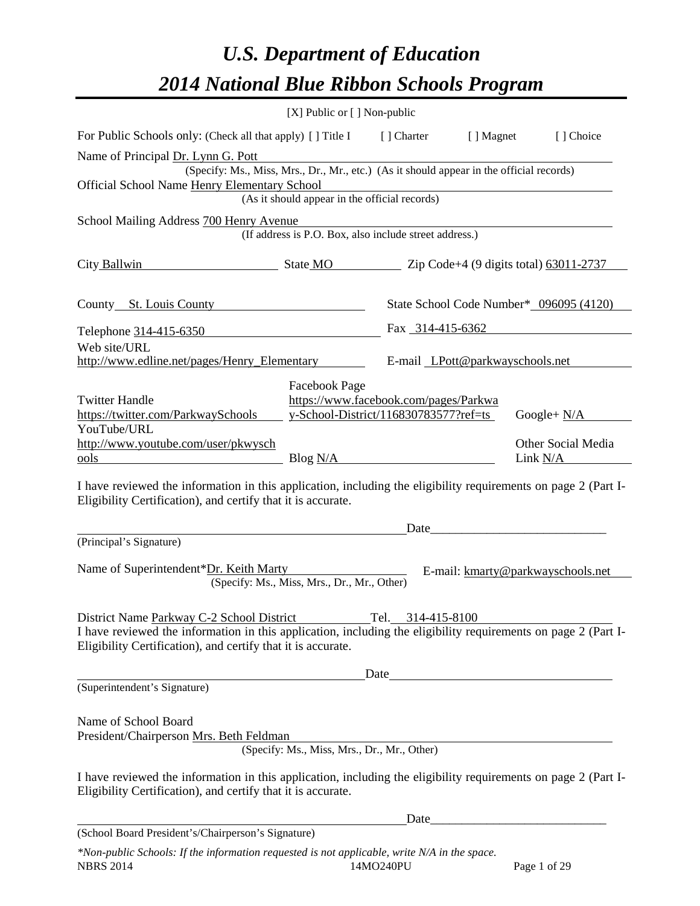# *U.S. Department of Education*

# *2014 National Blue Ribbon Schools Program*

[X] Public or [ ] Non-public

For Public Schools only: (Check all that apply) [ ] Title I [ ] Charter [ ] Magnet [ ] Choice

Name of Principal Dr. Lynn G. Pott
(Specify: Ms., Miss, Mrs., Dr., Mr., etc.) (As it should appear in the official records)

Official School Name Henry Elementary School
(As it should appear in the official records)

School Mailing Address 700 Henry Avenue
(If address is P.O. Box, also include street address.)

City Ballwin State MO Zip Code+4 (9 digits total) 63011-2737

County St. Louis County State School Code Number* 096095 (4120)

Telephone 314-415-6350 Fax 314-415-6362

Web site/URL http://www.edline.net/pages/Henry_Elementary E-mail LPott@parkwayschools.net

Twitter Handle https://twitter.com/ParkwaySchools

Facebook Page https://www.facebook.com/pages/Parkway-School-District/116830783577?ref=ts

Google+ N/A

YouTube/URL http://www.youtube.com/user/pkwyschools

Blog N/A

Other Social Media Link N/A

I have reviewed the information in this application, including the eligibility requirements on page 2 (Part I-Eligibility Certification), and certify that it is accurate.

_____________________________ Date_____________________________
(Principal's Signature)

Name of Superintendent*Dr. Keith Marty E-mail: kmarty@parkwayschools.net
(Specify: Ms., Miss, Mrs., Dr., Mr., Other)

District Name Parkway C-2 School District Tel. 314-415-8100

I have reviewed the information in this application, including the eligibility requirements on page 2 (Part I-Eligibility Certification), and certify that it is accurate.

_____________________________ Date_____________________________
(Superintendent's Signature)

Name of School Board President/Chairperson Mrs. Beth Feldman
(Specify: Ms., Miss, Mrs., Dr., Mr., Other)

I have reviewed the information in this application, including the eligibility requirements on page 2 (Part I-Eligibility Certification), and certify that it is accurate.

_____________________________ Date_____________________________
(School Board President's/Chairperson's Signature)

*\*Non-public Schools: If the information requested is not applicable, write N/A in the space.*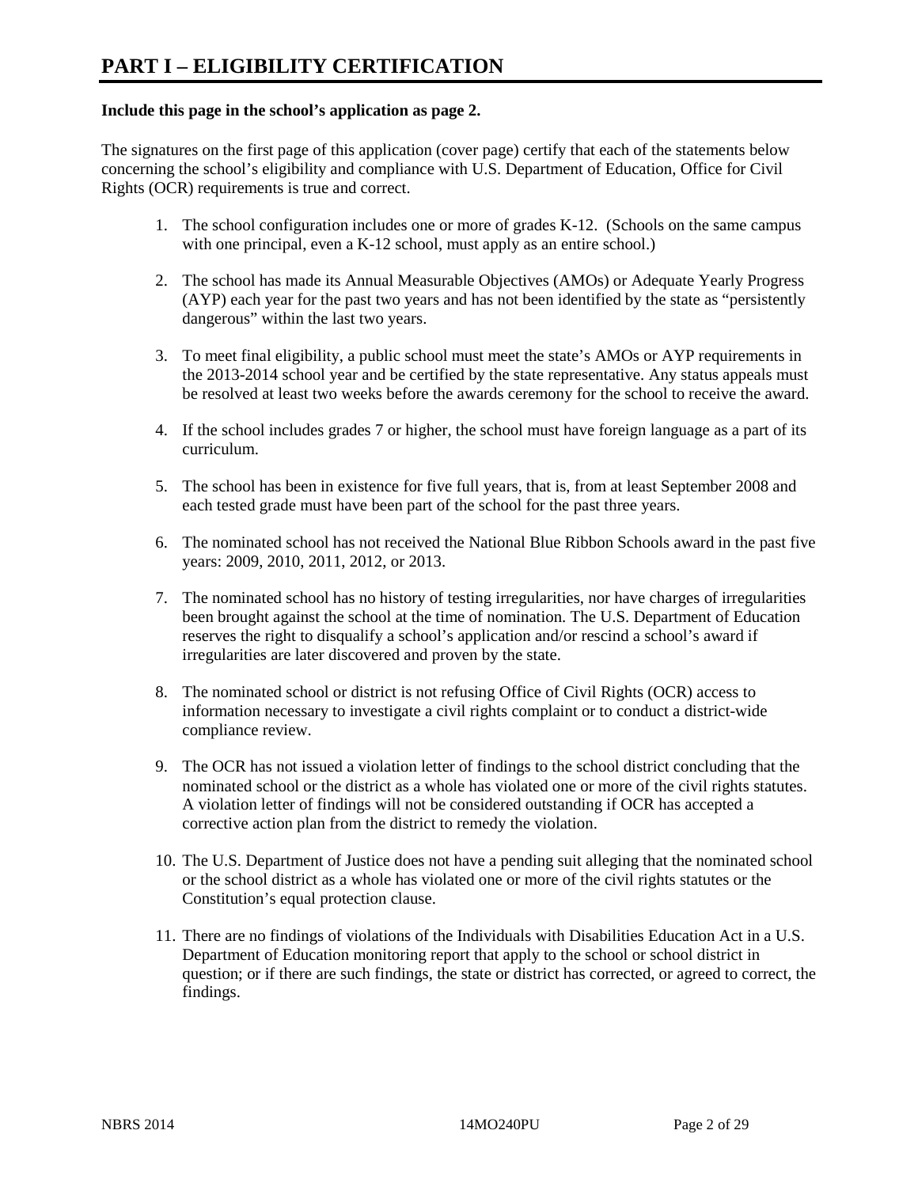# PART I – ELIGIBILITY CERTIFICATION

**Include this page in the school's application as page 2.**

The signatures on the first page of this application (cover page) certify that each of the statements below concerning the school's eligibility and compliance with U.S. Department of Education, Office for Civil Rights (OCR) requirements is true and correct.

1. The school configuration includes one or more of grades K-12. (Schools on the same campus with one principal, even a K-12 school, must apply as an entire school.)

2. The school has made its Annual Measurable Objectives (AMOs) or Adequate Yearly Progress (AYP) each year for the past two years and has not been identified by the state as "persistently dangerous" within the last two years.

3. To meet final eligibility, a public school must meet the state's AMOs or AYP requirements in the 2013-2014 school year and be certified by the state representative. Any status appeals must be resolved at least two weeks before the awards ceremony for the school to receive the award.

4. If the school includes grades 7 or higher, the school must have foreign language as a part of its curriculum.

5. The school has been in existence for five full years, that is, from at least September 2008 and each tested grade must have been part of the school for the past three years.

6. The nominated school has not received the National Blue Ribbon Schools award in the past five years: 2009, 2010, 2011, 2012, or 2013.

7. The nominated school has no history of testing irregularities, nor have charges of irregularities been brought against the school at the time of nomination. The U.S. Department of Education reserves the right to disqualify a school's application and/or rescind a school's award if irregularities are later discovered and proven by the state.

8. The nominated school or district is not refusing Office of Civil Rights (OCR) access to information necessary to investigate a civil rights complaint or to conduct a district-wide compliance review.

9. The OCR has not issued a violation letter of findings to the school district concluding that the nominated school or the district as a whole has violated one or more of the civil rights statutes. A violation letter of findings will not be considered outstanding if OCR has accepted a corrective action plan from the district to remedy the violation.

10. The U.S. Department of Justice does not have a pending suit alleging that the nominated school or the school district as a whole has violated one or more of the civil rights statutes or the Constitution's equal protection clause.

11. There are no findings of violations of the Individuals with Disabilities Education Act in a U.S. Department of Education monitoring report that apply to the school or school district in question; or if there are such findings, the state or district has corrected, or agreed to correct, the findings.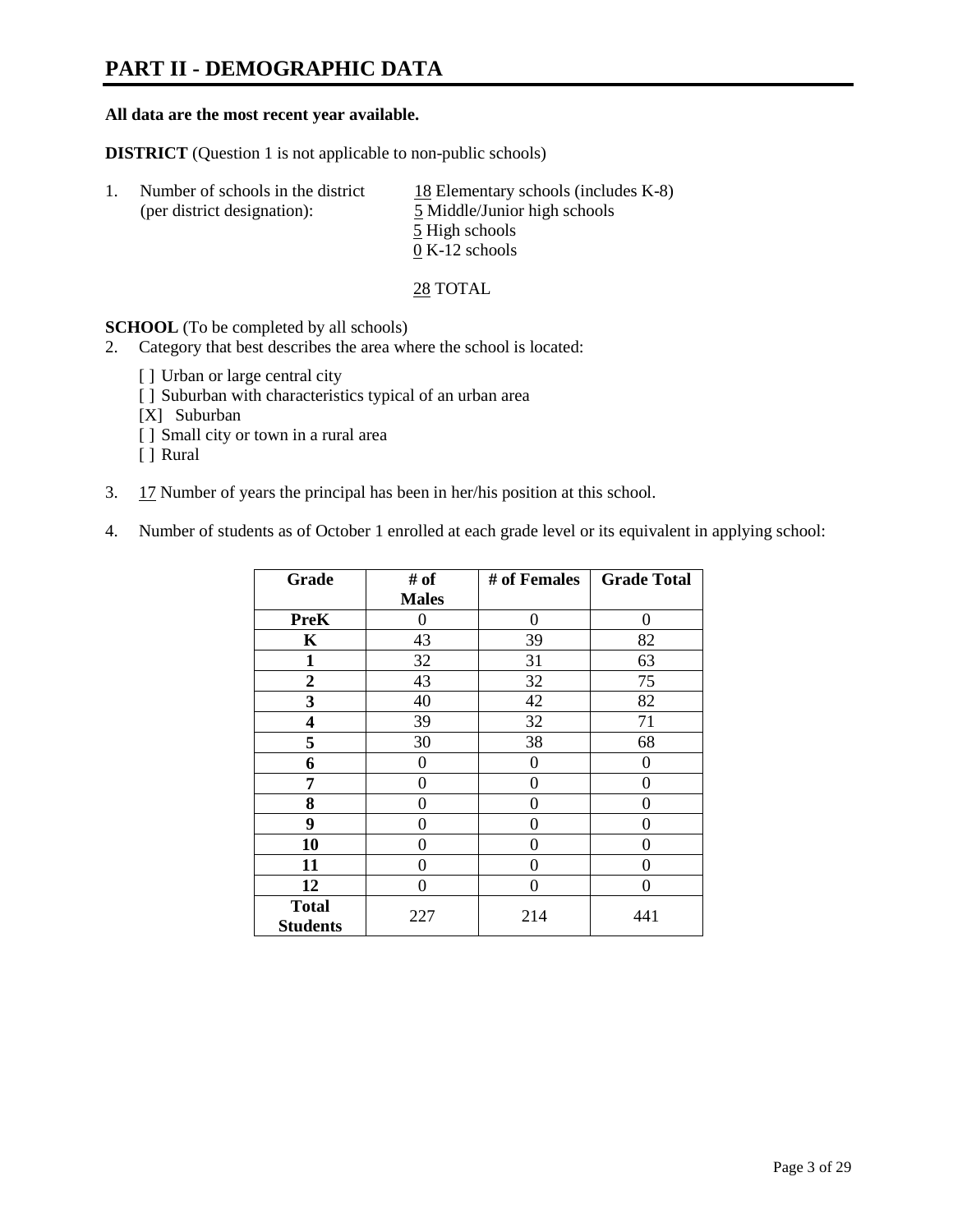# PART II - DEMOGRAPHIC DATA

**All data are the most recent year available.**

**DISTRICT** (Question 1 is not applicable to non-public schools)

1. Number of schools in the district (per district designation):
   - 18 Elementary schools (includes K-8)
   - 5 Middle/Junior high schools
   - 5 High schools
   - 0 K-12 schools

   28 TOTAL

**SCHOOL** (To be completed by all schools)

2. Category that best describes the area where the school is located:

   [ ] Urban or large central city
   [ ] Suburban with characteristics typical of an urban area
   [X] Suburban
   [ ] Small city or town in a rural area
   [ ] Rural

3. 17 Number of years the principal has been in her/his position at this school.

4. Number of students as of October 1 enrolled at each grade level or its equivalent in applying school:

| Grade | # of Males | # of Females | Grade Total |
|---|---|---|---|
| **PreK** | 0 | 0 | 0 |
| **K** | 43 | 39 | 82 |
| **1** | 32 | 31 | 63 |
| **2** | 43 | 32 | 75 |
| **3** | 40 | 42 | 82 |
| **4** | 39 | 32 | 71 |
| **5** | 30 | 38 | 68 |
| **6** | 0 | 0 | 0 |
| **7** | 0 | 0 | 0 |
| **8** | 0 | 0 | 0 |
| **9** | 0 | 0 | 0 |
| **10** | 0 | 0 | 0 |
| **11** | 0 | 0 | 0 |
| **12** | 0 | 0 | 0 |
| **Total Students** | 227 | 214 | 441 |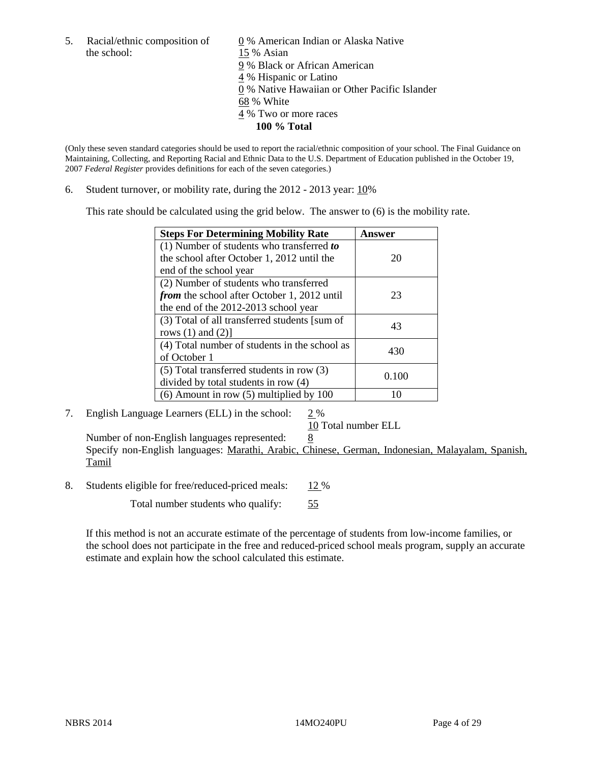5. Racial/ethnic composition of the school:

0 % American Indian or Alaska Native
15 % Asian
9 % Black or African American
4 % Hispanic or Latino
0 % Native Hawaiian or Other Pacific Islander
68 % White
4 % Two or more races
**100 % Total**

(Only these seven standard categories should be used to report the racial/ethnic composition of your school. The Final Guidance on Maintaining, Collecting, and Reporting Racial and Ethnic Data to the U.S. Department of Education published in the October 19, 2007 *Federal Register* provides definitions for each of the seven categories.)

6. Student turnover, or mobility rate, during the 2012 - 2013 year: 10%

This rate should be calculated using the grid below. The answer to (6) is the mobility rate.

| **Steps For Determining Mobility Rate** | **Answer** |
|---|---|
| (1) Number of students who transferred ***to*** the school after October 1, 2012 until the end of the school year | 20 |
| (2) Number of students who transferred ***from*** the school after October 1, 2012 until the end of the 2012-2013 school year | 23 |
| (3) Total of all transferred students [sum of rows (1) and (2)] | 43 |
| (4) Total number of students in the school as of October 1 | 430 |
| (5) Total transferred students in row (3) divided by total students in row (4) | 0.100 |
| (6) Amount in row (5) multiplied by 100 | 10 |

7. English Language Learners (ELL) in the school: 2 %

10 Total number ELL

Number of non-English languages represented: 8

Specify non-English languages: Marathi, Arabic, Chinese, German, Indonesian, Malayalam, Spanish, Tamil

8. Students eligible for free/reduced-priced meals: 12 %

Total number students who qualify: 55

If this method is not an accurate estimate of the percentage of students from low-income families, or the school does not participate in the free and reduced-priced school meals program, supply an accurate estimate and explain how the school calculated this estimate.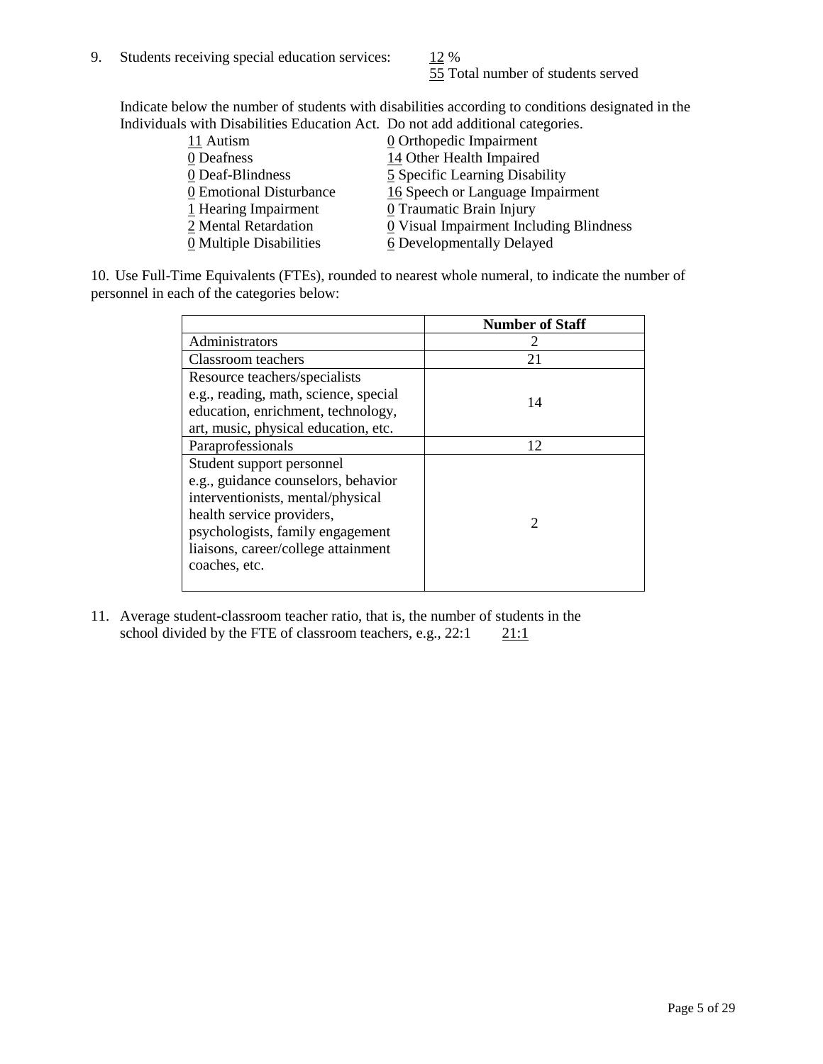9. Students receiving special education services: 12 %
   55 Total number of students served

   Indicate below the number of students with disabilities according to conditions designated in the Individuals with Disabilities Education Act. Do not add additional categories.

| | |
|---|---|
| 11 Autism | 0 Orthopedic Impairment |
| 0 Deafness | 14 Other Health Impaired |
| 0 Deaf-Blindness | 5 Specific Learning Disability |
| 0 Emotional Disturbance | 16 Speech or Language Impairment |
| 1 Hearing Impairment | 0 Traumatic Brain Injury |
| 2 Mental Retardation | 0 Visual Impairment Including Blindness |
| 0 Multiple Disabilities | 6 Developmentally Delayed |

10. Use Full-Time Equivalents (FTEs), rounded to nearest whole numeral, to indicate the number of personnel in each of the categories below:

| | Number of Staff |
|---|---|
| Administrators | 2 |
| Classroom teachers | 21 |
| Resource teachers/specialists e.g., reading, math, science, special education, enrichment, technology, art, music, physical education, etc. | 14 |
| Paraprofessionals | 12 |
| Student support personnel e.g., guidance counselors, behavior interventionists, mental/physical health service providers, psychologists, family engagement liaisons, career/college attainment coaches, etc. | 2 |

11. Average student-classroom teacher ratio, that is, the number of students in the school divided by the FTE of classroom teachers, e.g., 22:1 21:1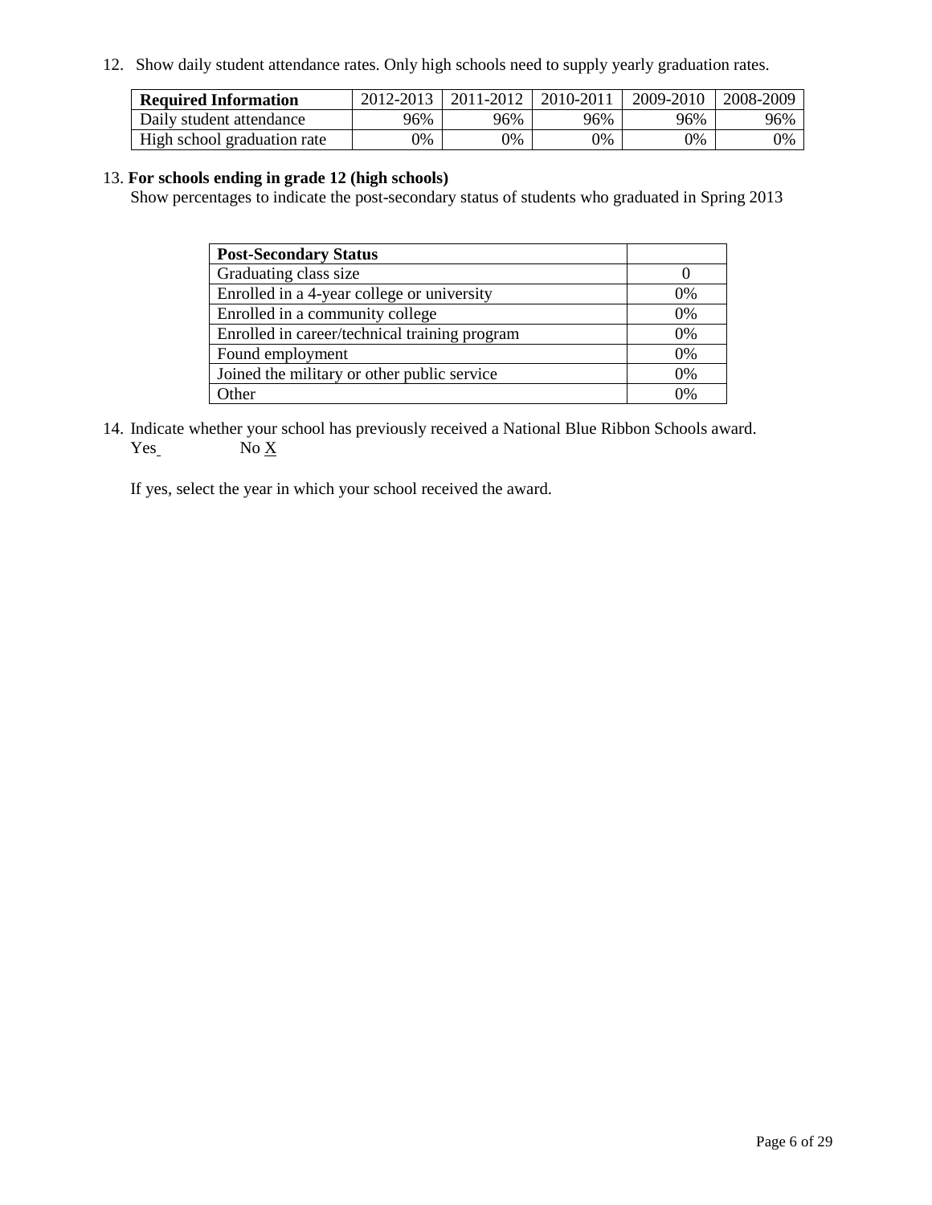12. Show daily student attendance rates. Only high schools need to supply yearly graduation rates.

| **Required Information** | 2012-2013 | 2011-2012 | 2010-2011 | 2009-2010 | 2008-2009 |
|---|---|---|---|---|---|
| Daily student attendance | 96% | 96% | 96% | 96% | 96% |
| High school graduation rate | 0% | 0% | 0% | 0% | 0% |

13. **For schools ending in grade 12 (high schools)**
Show percentages to indicate the post-secondary status of students who graduated in Spring 2013

| **Post-Secondary Status** | |
|---|---|
| Graduating class size | 0 |
| Enrolled in a 4-year college or university | 0% |
| Enrolled in a community college | 0% |
| Enrolled in career/technical training program | 0% |
| Found employment | 0% |
| Joined the military or other public service | 0% |
| Other | 0% |

14. Indicate whether your school has previously received a National Blue Ribbon Schools award.
Yes No X

If yes, select the year in which your school received the award.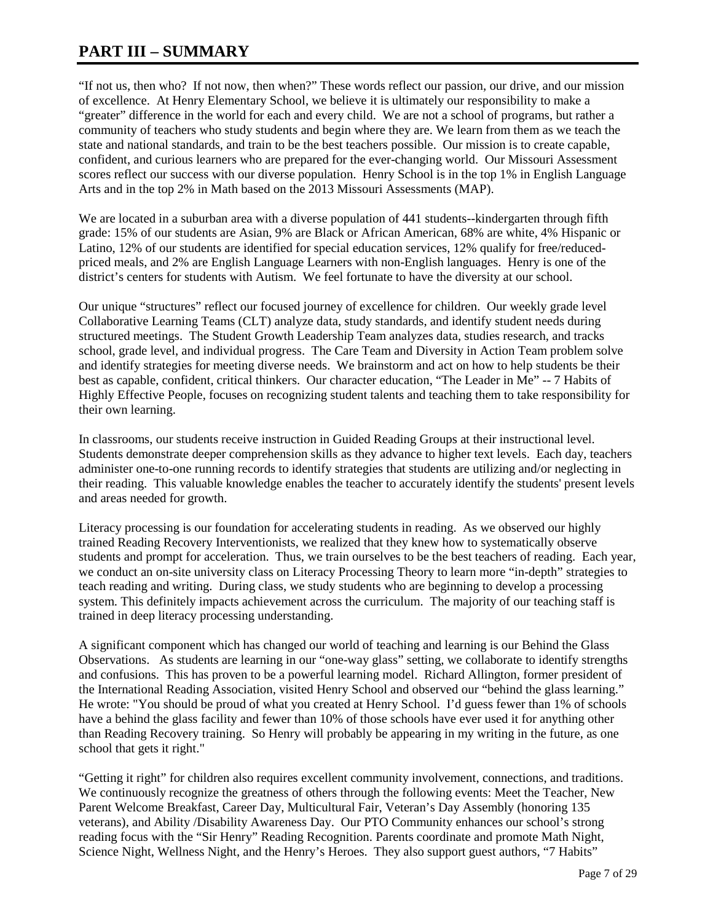# PART III – SUMMARY

"If not us, then who? If not now, then when?" These words reflect our passion, our drive, and our mission of excellence. At Henry Elementary School, we believe it is ultimately our responsibility to make a "greater" difference in the world for each and every child. We are not a school of programs, but rather a community of teachers who study students and begin where they are. We learn from them as we teach the state and national standards, and train to be the best teachers possible. Our mission is to create capable, confident, and curious learners who are prepared for the ever-changing world. Our Missouri Assessment scores reflect our success with our diverse population. Henry School is in the top 1% in English Language Arts and in the top 2% in Math based on the 2013 Missouri Assessments (MAP).

We are located in a suburban area with a diverse population of 441 students--kindergarten through fifth grade: 15% of our students are Asian, 9% are Black or African American, 68% are white, 4% Hispanic or Latino, 12% of our students are identified for special education services, 12% qualify for free/reduced-priced meals, and 2% are English Language Learners with non-English languages. Henry is one of the district's centers for students with Autism. We feel fortunate to have the diversity at our school.

Our unique "structures" reflect our focused journey of excellence for children. Our weekly grade level Collaborative Learning Teams (CLT) analyze data, study standards, and identify student needs during structured meetings. The Student Growth Leadership Team analyzes data, studies research, and tracks school, grade level, and individual progress. The Care Team and Diversity in Action Team problem solve and identify strategies for meeting diverse needs. We brainstorm and act on how to help students be their best as capable, confident, critical thinkers. Our character education, "The Leader in Me" -- 7 Habits of Highly Effective People, focuses on recognizing student talents and teaching them to take responsibility for their own learning.

In classrooms, our students receive instruction in Guided Reading Groups at their instructional level. Students demonstrate deeper comprehension skills as they advance to higher text levels. Each day, teachers administer one-to-one running records to identify strategies that students are utilizing and/or neglecting in their reading. This valuable knowledge enables the teacher to accurately identify the students' present levels and areas needed for growth.

Literacy processing is our foundation for accelerating students in reading. As we observed our highly trained Reading Recovery Interventionists, we realized that they knew how to systematically observe students and prompt for acceleration. Thus, we train ourselves to be the best teachers of reading. Each year, we conduct an on-site university class on Literacy Processing Theory to learn more "in-depth" strategies to teach reading and writing. During class, we study students who are beginning to develop a processing system. This definitely impacts achievement across the curriculum. The majority of our teaching staff is trained in deep literacy processing understanding.

A significant component which has changed our world of teaching and learning is our Behind the Glass Observations. As students are learning in our "one-way glass" setting, we collaborate to identify strengths and confusions. This has proven to be a powerful learning model. Richard Allington, former president of the International Reading Association, visited Henry School and observed our "behind the glass learning." He wrote: "You should be proud of what you created at Henry School. I'd guess fewer than 1% of schools have a behind the glass facility and fewer than 10% of those schools have ever used it for anything other than Reading Recovery training. So Henry will probably be appearing in my writing in the future, as one school that gets it right."

"Getting it right" for children also requires excellent community involvement, connections, and traditions. We continuously recognize the greatness of others through the following events: Meet the Teacher, New Parent Welcome Breakfast, Career Day, Multicultural Fair, Veteran's Day Assembly (honoring 135 veterans), and Ability /Disability Awareness Day. Our PTO Community enhances our school's strong reading focus with the "Sir Henry" Reading Recognition. Parents coordinate and promote Math Night, Science Night, Wellness Night, and the Henry's Heroes. They also support guest authors, "7 Habits"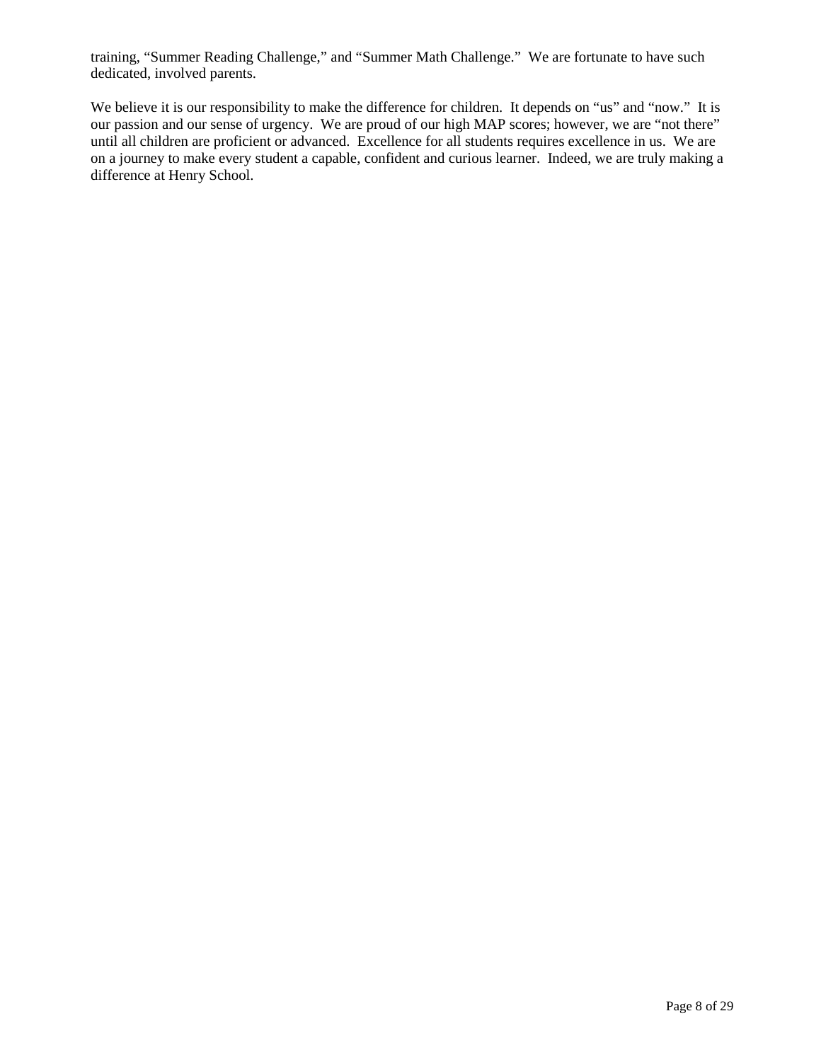training, “Summer Reading Challenge,” and “Summer Math Challenge.” We are fortunate to have such dedicated, involved parents.

We believe it is our responsibility to make the difference for children. It depends on “us” and “now.” It is our passion and our sense of urgency. We are proud of our high MAP scores; however, we are “not there” until all children are proficient or advanced. Excellence for all students requires excellence in us. We are on a journey to make every student a capable, confident and curious learner. Indeed, we are truly making a difference at Henry School.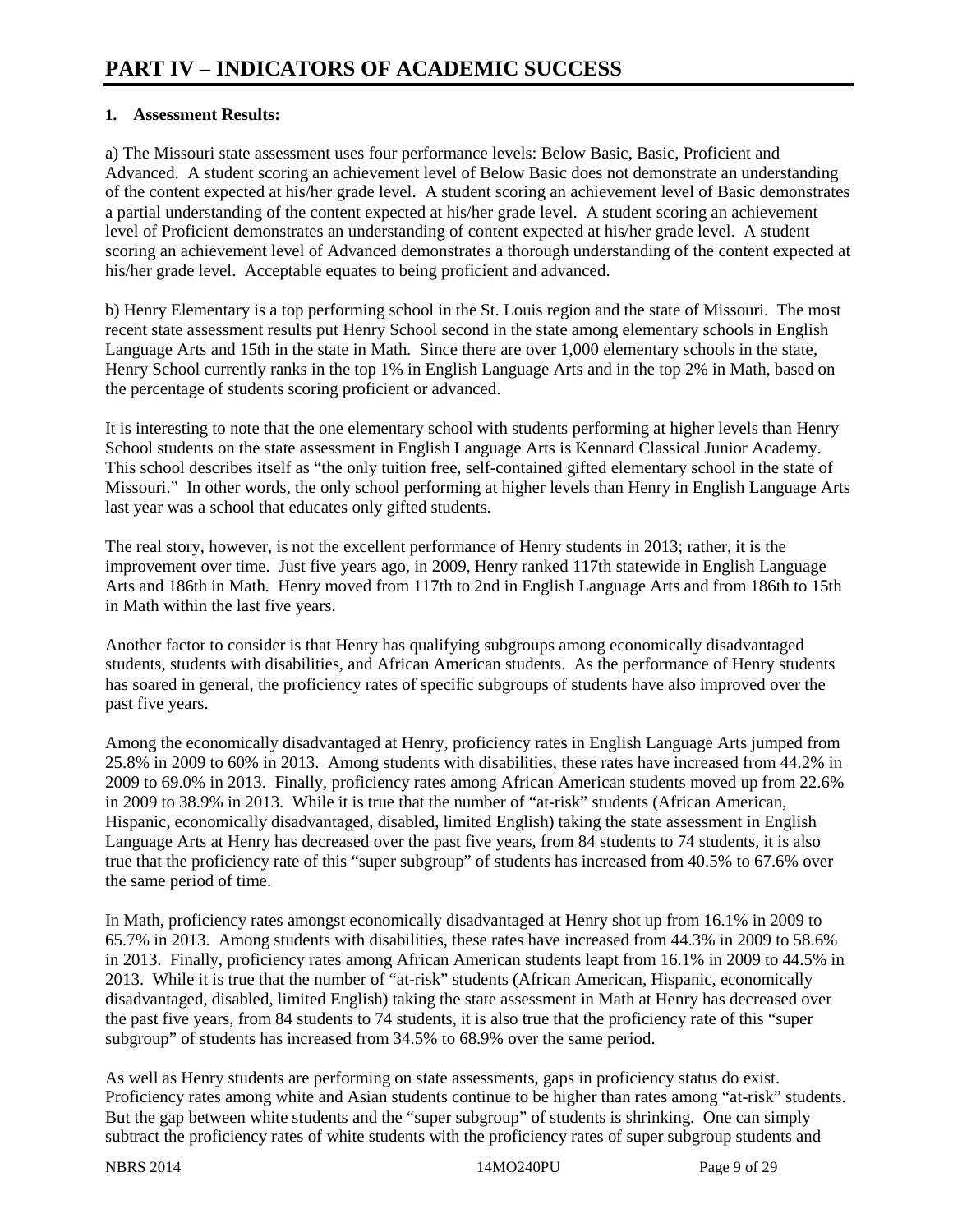# PART IV – INDICATORS OF ACADEMIC SUCCESS

**1. Assessment Results:**

a) The Missouri state assessment uses four performance levels: Below Basic, Basic, Proficient and Advanced. A student scoring an achievement level of Below Basic does not demonstrate an understanding of the content expected at his/her grade level. A student scoring an achievement level of Basic demonstrates a partial understanding of the content expected at his/her grade level. A student scoring an achievement level of Proficient demonstrates an understanding of content expected at his/her grade level. A student scoring an achievement level of Advanced demonstrates a thorough understanding of the content expected at his/her grade level. Acceptable equates to being proficient and advanced.

b) Henry Elementary is a top performing school in the St. Louis region and the state of Missouri. The most recent state assessment results put Henry School second in the state among elementary schools in English Language Arts and 15th in the state in Math. Since there are over 1,000 elementary schools in the state, Henry School currently ranks in the top 1% in English Language Arts and in the top 2% in Math, based on the percentage of students scoring proficient or advanced.

It is interesting to note that the one elementary school with students performing at higher levels than Henry School students on the state assessment in English Language Arts is Kennard Classical Junior Academy. This school describes itself as "the only tuition free, self-contained gifted elementary school in the state of Missouri." In other words, the only school performing at higher levels than Henry in English Language Arts last year was a school that educates only gifted students.

The real story, however, is not the excellent performance of Henry students in 2013; rather, it is the improvement over time. Just five years ago, in 2009, Henry ranked 117th statewide in English Language Arts and 186th in Math. Henry moved from 117th to 2nd in English Language Arts and from 186th to 15th in Math within the last five years.

Another factor to consider is that Henry has qualifying subgroups among economically disadvantaged students, students with disabilities, and African American students. As the performance of Henry students has soared in general, the proficiency rates of specific subgroups of students have also improved over the past five years.

Among the economically disadvantaged at Henry, proficiency rates in English Language Arts jumped from 25.8% in 2009 to 60% in 2013. Among students with disabilities, these rates have increased from 44.2% in 2009 to 69.0% in 2013. Finally, proficiency rates among African American students moved up from 22.6% in 2009 to 38.9% in 2013. While it is true that the number of "at-risk" students (African American, Hispanic, economically disadvantaged, disabled, limited English) taking the state assessment in English Language Arts at Henry has decreased over the past five years, from 84 students to 74 students, it is also true that the proficiency rate of this "super subgroup" of students has increased from 40.5% to 67.6% over the same period of time.

In Math, proficiency rates amongst economically disadvantaged at Henry shot up from 16.1% in 2009 to 65.7% in 2013. Among students with disabilities, these rates have increased from 44.3% in 2009 to 58.6% in 2013. Finally, proficiency rates among African American students leapt from 16.1% in 2009 to 44.5% in 2013. While it is true that the number of "at-risk" students (African American, Hispanic, economically disadvantaged, disabled, limited English) taking the state assessment in Math at Henry has decreased over the past five years, from 84 students to 74 students, it is also true that the proficiency rate of this "super subgroup" of students has increased from 34.5% to 68.9% over the same period.

As well as Henry students are performing on state assessments, gaps in proficiency status do exist. Proficiency rates among white and Asian students continue to be higher than rates among "at-risk" students. But the gap between white students and the "super subgroup" of students is shrinking. One can simply subtract the proficiency rates of white students with the proficiency rates of super subgroup students and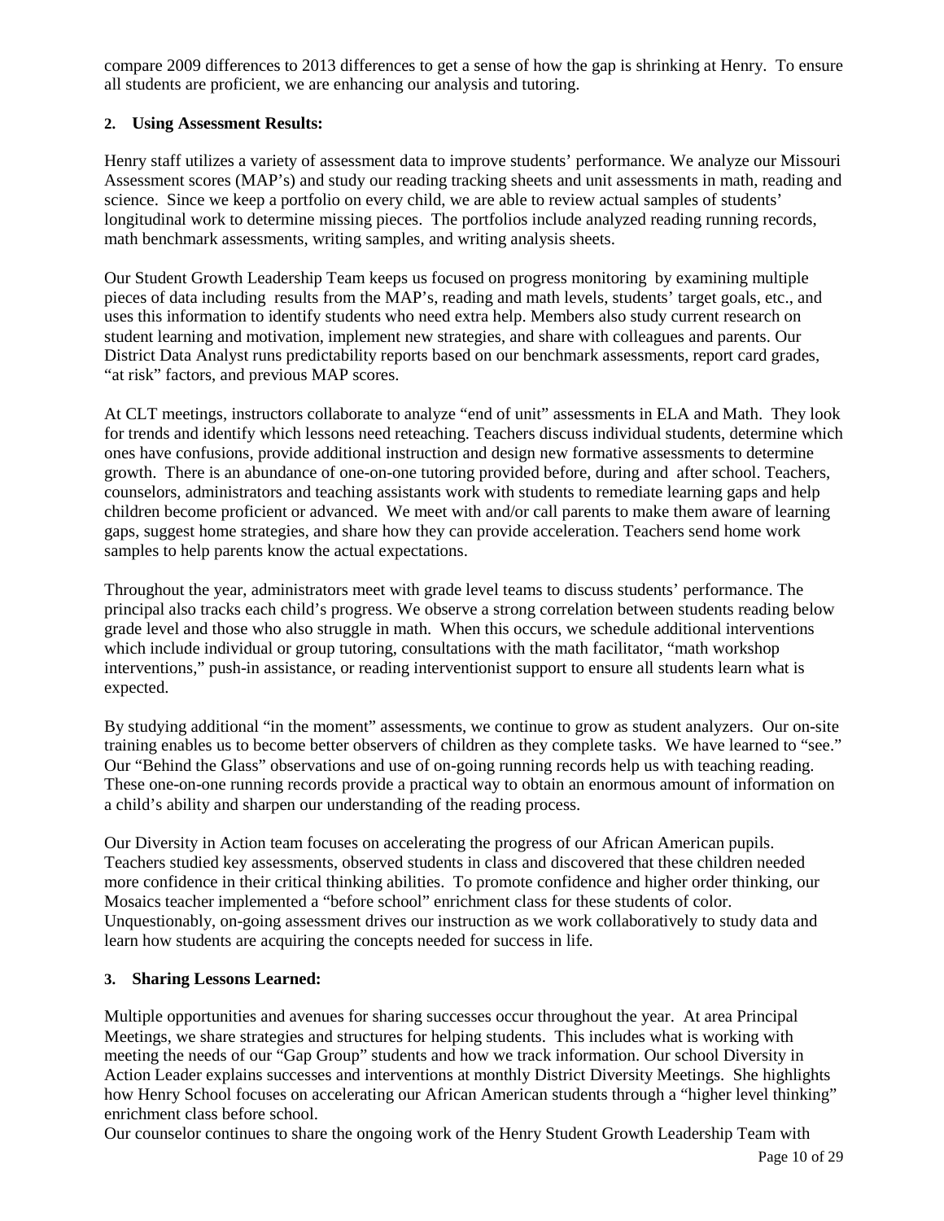compare 2009 differences to 2013 differences to get a sense of how the gap is shrinking at Henry. To ensure all students are proficient, we are enhancing our analysis and tutoring.

**2. Using Assessment Results:**

Henry staff utilizes a variety of assessment data to improve students' performance. We analyze our Missouri Assessment scores (MAP's) and study our reading tracking sheets and unit assessments in math, reading and science. Since we keep a portfolio on every child, we are able to review actual samples of students' longitudinal work to determine missing pieces. The portfolios include analyzed reading running records, math benchmark assessments, writing samples, and writing analysis sheets.

Our Student Growth Leadership Team keeps us focused on progress monitoring by examining multiple pieces of data including results from the MAP's, reading and math levels, students' target goals, etc., and uses this information to identify students who need extra help. Members also study current research on student learning and motivation, implement new strategies, and share with colleagues and parents. Our District Data Analyst runs predictability reports based on our benchmark assessments, report card grades, "at risk" factors, and previous MAP scores.

At CLT meetings, instructors collaborate to analyze "end of unit" assessments in ELA and Math. They look for trends and identify which lessons need reteaching. Teachers discuss individual students, determine which ones have confusions, provide additional instruction and design new formative assessments to determine growth. There is an abundance of one-on-one tutoring provided before, during and after school. Teachers, counselors, administrators and teaching assistants work with students to remediate learning gaps and help children become proficient or advanced. We meet with and/or call parents to make them aware of learning gaps, suggest home strategies, and share how they can provide acceleration. Teachers send home work samples to help parents know the actual expectations.

Throughout the year, administrators meet with grade level teams to discuss students' performance. The principal also tracks each child's progress. We observe a strong correlation between students reading below grade level and those who also struggle in math. When this occurs, we schedule additional interventions which include individual or group tutoring, consultations with the math facilitator, "math workshop interventions," push-in assistance, or reading interventionist support to ensure all students learn what is expected.

By studying additional "in the moment" assessments, we continue to grow as student analyzers. Our on-site training enables us to become better observers of children as they complete tasks. We have learned to "see." Our "Behind the Glass" observations and use of on-going running records help us with teaching reading. These one-on-one running records provide a practical way to obtain an enormous amount of information on a child's ability and sharpen our understanding of the reading process.

Our Diversity in Action team focuses on accelerating the progress of our African American pupils. Teachers studied key assessments, observed students in class and discovered that these children needed more confidence in their critical thinking abilities. To promote confidence and higher order thinking, our Mosaics teacher implemented a "before school" enrichment class for these students of color. Unquestionably, on-going assessment drives our instruction as we work collaboratively to study data and learn how students are acquiring the concepts needed for success in life.

**3. Sharing Lessons Learned:**

Multiple opportunities and avenues for sharing successes occur throughout the year. At area Principal Meetings, we share strategies and structures for helping students. This includes what is working with meeting the needs of our "Gap Group" students and how we track information. Our school Diversity in Action Leader explains successes and interventions at monthly District Diversity Meetings. She highlights how Henry School focuses on accelerating our African American students through a "higher level thinking" enrichment class before school.

Our counselor continues to share the ongoing work of the Henry Student Growth Leadership Team with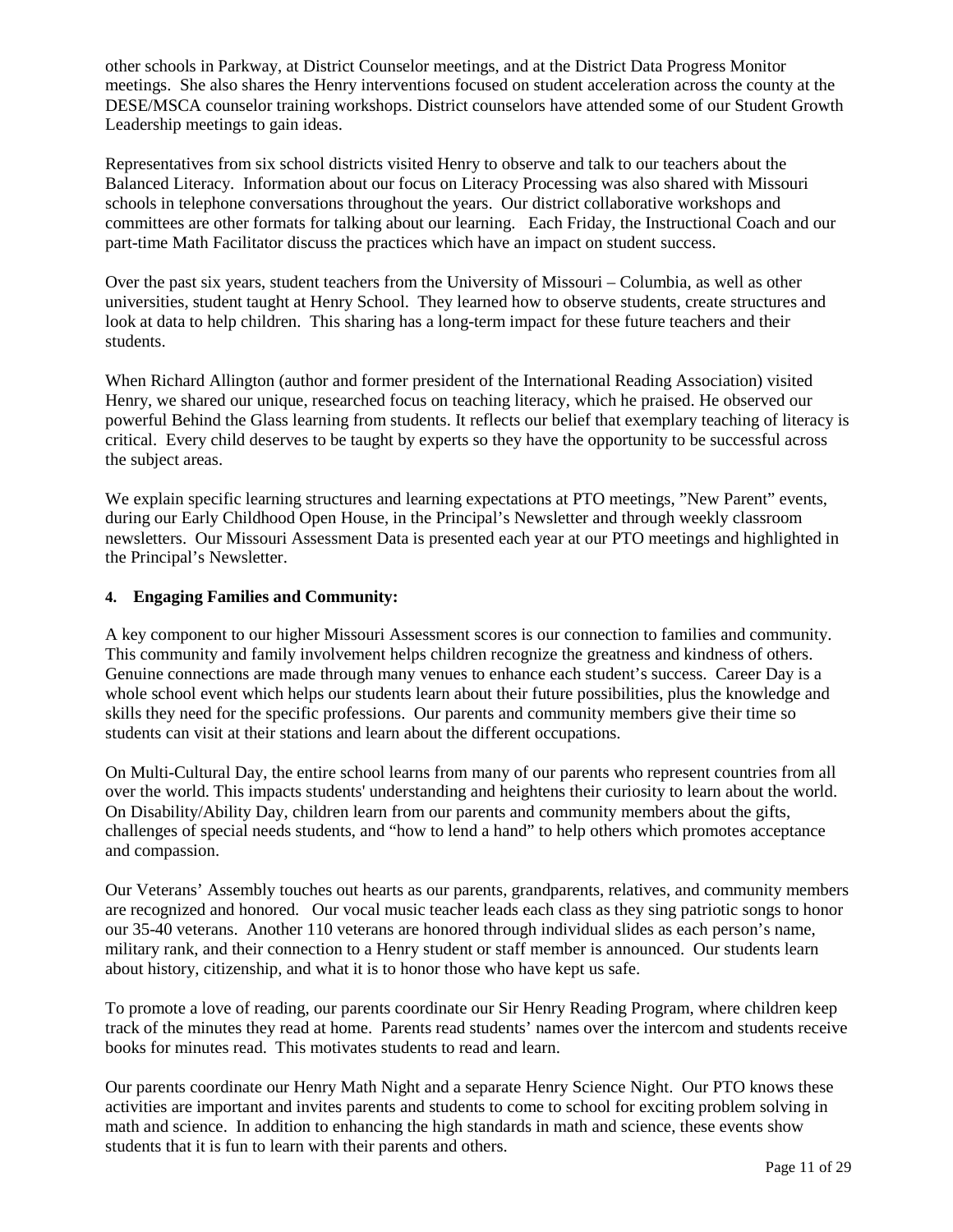other schools in Parkway, at District Counselor meetings, and at the District Data Progress Monitor meetings. She also shares the Henry interventions focused on student acceleration across the county at the DESE/MSCA counselor training workshops. District counselors have attended some of our Student Growth Leadership meetings to gain ideas.

Representatives from six school districts visited Henry to observe and talk to our teachers about the Balanced Literacy. Information about our focus on Literacy Processing was also shared with Missouri schools in telephone conversations throughout the years. Our district collaborative workshops and committees are other formats for talking about our learning. Each Friday, the Instructional Coach and our part-time Math Facilitator discuss the practices which have an impact on student success.

Over the past six years, student teachers from the University of Missouri – Columbia, as well as other universities, student taught at Henry School. They learned how to observe students, create structures and look at data to help children. This sharing has a long-term impact for these future teachers and their students.

When Richard Allington (author and former president of the International Reading Association) visited Henry, we shared our unique, researched focus on teaching literacy, which he praised. He observed our powerful Behind the Glass learning from students. It reflects our belief that exemplary teaching of literacy is critical. Every child deserves to be taught by experts so they have the opportunity to be successful across the subject areas.

We explain specific learning structures and learning expectations at PTO meetings, "New Parent" events, during our Early Childhood Open House, in the Principal's Newsletter and through weekly classroom newsletters. Our Missouri Assessment Data is presented each year at our PTO meetings and highlighted in the Principal's Newsletter.

**4. Engaging Families and Community:**

A key component to our higher Missouri Assessment scores is our connection to families and community. This community and family involvement helps children recognize the greatness and kindness of others. Genuine connections are made through many venues to enhance each student's success. Career Day is a whole school event which helps our students learn about their future possibilities, plus the knowledge and skills they need for the specific professions. Our parents and community members give their time so students can visit at their stations and learn about the different occupations.

On Multi-Cultural Day, the entire school learns from many of our parents who represent countries from all over the world. This impacts students' understanding and heightens their curiosity to learn about the world. On Disability/Ability Day, children learn from our parents and community members about the gifts, challenges of special needs students, and "how to lend a hand" to help others which promotes acceptance and compassion.

Our Veterans' Assembly touches out hearts as our parents, grandparents, relatives, and community members are recognized and honored. Our vocal music teacher leads each class as they sing patriotic songs to honor our 35-40 veterans. Another 110 veterans are honored through individual slides as each person's name, military rank, and their connection to a Henry student or staff member is announced. Our students learn about history, citizenship, and what it is to honor those who have kept us safe.

To promote a love of reading, our parents coordinate our Sir Henry Reading Program, where children keep track of the minutes they read at home. Parents read students' names over the intercom and students receive books for minutes read. This motivates students to read and learn.

Our parents coordinate our Henry Math Night and a separate Henry Science Night. Our PTO knows these activities are important and invites parents and students to come to school for exciting problem solving in math and science. In addition to enhancing the high standards in math and science, these events show students that it is fun to learn with their parents and others.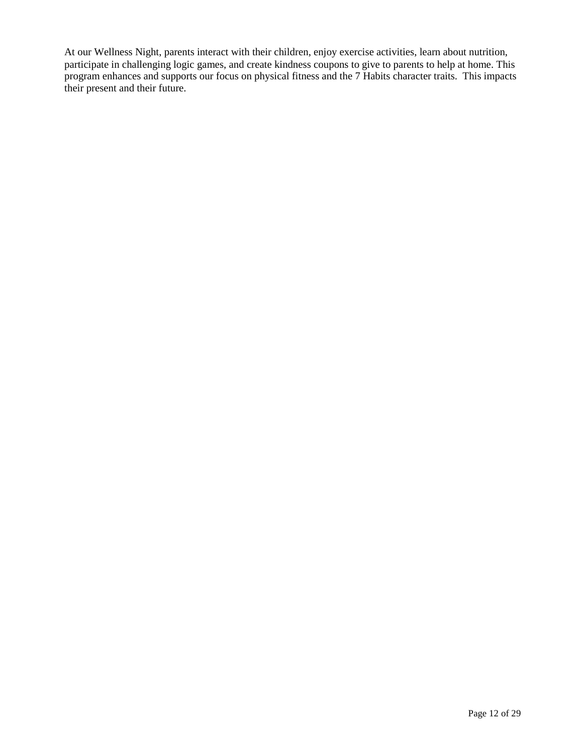At our Wellness Night, parents interact with their children, enjoy exercise activities, learn about nutrition, participate in challenging logic games, and create kindness coupons to give to parents to help at home. This program enhances and supports our focus on physical fitness and the 7 Habits character traits. This impacts their present and their future.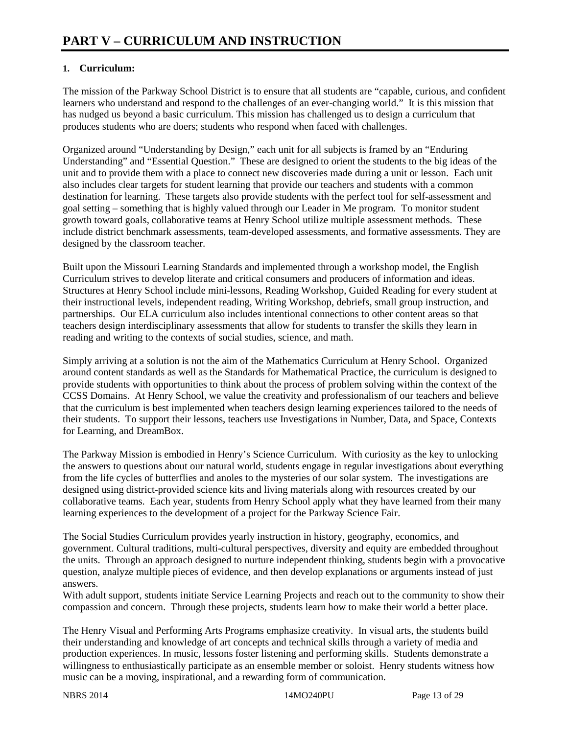# PART V – CURRICULUM AND INSTRUCTION

**1. Curriculum:**

The mission of the Parkway School District is to ensure that all students are "capable, curious, and confident learners who understand and respond to the challenges of an ever-changing world." It is this mission that has nudged us beyond a basic curriculum. This mission has challenged us to design a curriculum that produces students who are doers; students who respond when faced with challenges.

Organized around "Understanding by Design," each unit for all subjects is framed by an "Enduring Understanding" and "Essential Question." These are designed to orient the students to the big ideas of the unit and to provide them with a place to connect new discoveries made during a unit or lesson. Each unit also includes clear targets for student learning that provide our teachers and students with a common destination for learning. These targets also provide students with the perfect tool for self-assessment and goal setting – something that is highly valued through our Leader in Me program. To monitor student growth toward goals, collaborative teams at Henry School utilize multiple assessment methods. These include district benchmark assessments, team-developed assessments, and formative assessments. They are designed by the classroom teacher.

Built upon the Missouri Learning Standards and implemented through a workshop model, the English Curriculum strives to develop literate and critical consumers and producers of information and ideas. Structures at Henry School include mini-lessons, Reading Workshop, Guided Reading for every student at their instructional levels, independent reading, Writing Workshop, debriefs, small group instruction, and partnerships. Our ELA curriculum also includes intentional connections to other content areas so that teachers design interdisciplinary assessments that allow for students to transfer the skills they learn in reading and writing to the contexts of social studies, science, and math.

Simply arriving at a solution is not the aim of the Mathematics Curriculum at Henry School. Organized around content standards as well as the Standards for Mathematical Practice, the curriculum is designed to provide students with opportunities to think about the process of problem solving within the context of the CCSS Domains. At Henry School, we value the creativity and professionalism of our teachers and believe that the curriculum is best implemented when teachers design learning experiences tailored to the needs of their students. To support their lessons, teachers use Investigations in Number, Data, and Space, Contexts for Learning, and DreamBox.

The Parkway Mission is embodied in Henry's Science Curriculum. With curiosity as the key to unlocking the answers to questions about our natural world, students engage in regular investigations about everything from the life cycles of butterflies and anoles to the mysteries of our solar system. The investigations are designed using district-provided science kits and living materials along with resources created by our collaborative teams. Each year, students from Henry School apply what they have learned from their many learning experiences to the development of a project for the Parkway Science Fair.

The Social Studies Curriculum provides yearly instruction in history, geography, economics, and government. Cultural traditions, multi-cultural perspectives, diversity and equity are embedded throughout the units. Through an approach designed to nurture independent thinking, students begin with a provocative question, analyze multiple pieces of evidence, and then develop explanations or arguments instead of just answers.

With adult support, students initiate Service Learning Projects and reach out to the community to show their compassion and concern. Through these projects, students learn how to make their world a better place.

The Henry Visual and Performing Arts Programs emphasize creativity. In visual arts, the students build their understanding and knowledge of art concepts and technical skills through a variety of media and production experiences. In music, lessons foster listening and performing skills. Students demonstrate a willingness to enthusiastically participate as an ensemble member or soloist. Henry students witness how music can be a moving, inspirational, and a rewarding form of communication.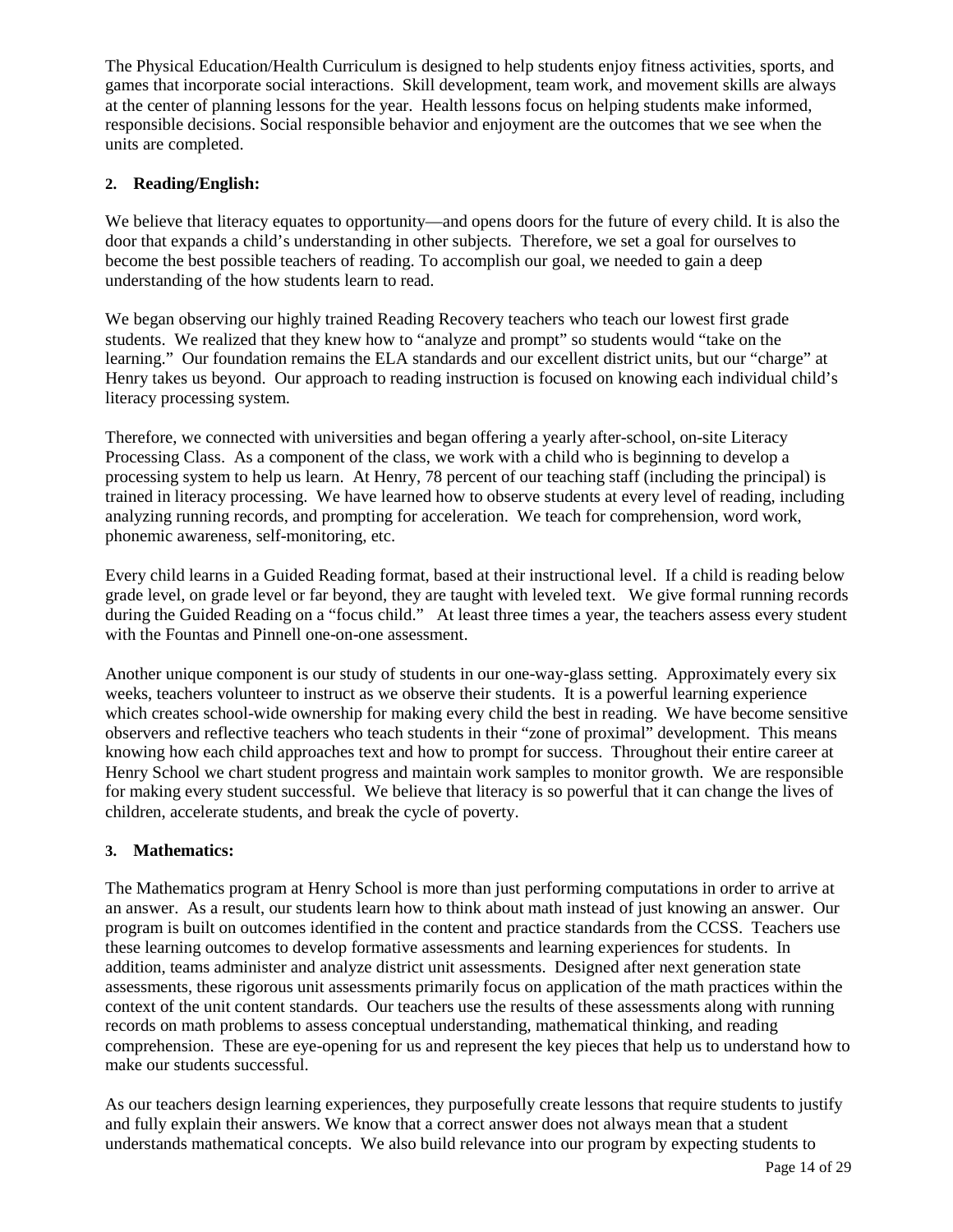The Physical Education/Health Curriculum is designed to help students enjoy fitness activities, sports, and games that incorporate social interactions. Skill development, team work, and movement skills are always at the center of planning lessons for the year. Health lessons focus on helping students make informed, responsible decisions. Social responsible behavior and enjoyment are the outcomes that we see when the units are completed.

**2. Reading/English:**

We believe that literacy equates to opportunity—and opens doors for the future of every child. It is also the door that expands a child's understanding in other subjects. Therefore, we set a goal for ourselves to become the best possible teachers of reading. To accomplish our goal, we needed to gain a deep understanding of the how students learn to read.

We began observing our highly trained Reading Recovery teachers who teach our lowest first grade students. We realized that they knew how to "analyze and prompt" so students would "take on the learning." Our foundation remains the ELA standards and our excellent district units, but our "charge" at Henry takes us beyond. Our approach to reading instruction is focused on knowing each individual child's literacy processing system.

Therefore, we connected with universities and began offering a yearly after-school, on-site Literacy Processing Class. As a component of the class, we work with a child who is beginning to develop a processing system to help us learn. At Henry, 78 percent of our teaching staff (including the principal) is trained in literacy processing. We have learned how to observe students at every level of reading, including analyzing running records, and prompting for acceleration. We teach for comprehension, word work, phonemic awareness, self-monitoring, etc.

Every child learns in a Guided Reading format, based at their instructional level. If a child is reading below grade level, on grade level or far beyond, they are taught with leveled text. We give formal running records during the Guided Reading on a "focus child." At least three times a year, the teachers assess every student with the Fountas and Pinnell one-on-one assessment.

Another unique component is our study of students in our one-way-glass setting. Approximately every six weeks, teachers volunteer to instruct as we observe their students. It is a powerful learning experience which creates school-wide ownership for making every child the best in reading. We have become sensitive observers and reflective teachers who teach students in their "zone of proximal" development. This means knowing how each child approaches text and how to prompt for success. Throughout their entire career at Henry School we chart student progress and maintain work samples to monitor growth. We are responsible for making every student successful. We believe that literacy is so powerful that it can change the lives of children, accelerate students, and break the cycle of poverty.

**3. Mathematics:**

The Mathematics program at Henry School is more than just performing computations in order to arrive at an answer. As a result, our students learn how to think about math instead of just knowing an answer. Our program is built on outcomes identified in the content and practice standards from the CCSS. Teachers use these learning outcomes to develop formative assessments and learning experiences for students. In addition, teams administer and analyze district unit assessments. Designed after next generation state assessments, these rigorous unit assessments primarily focus on application of the math practices within the context of the unit content standards. Our teachers use the results of these assessments along with running records on math problems to assess conceptual understanding, mathematical thinking, and reading comprehension. These are eye-opening for us and represent the key pieces that help us to understand how to make our students successful.

As our teachers design learning experiences, they purposefully create lessons that require students to justify and fully explain their answers. We know that a correct answer does not always mean that a student understands mathematical concepts. We also build relevance into our program by expecting students to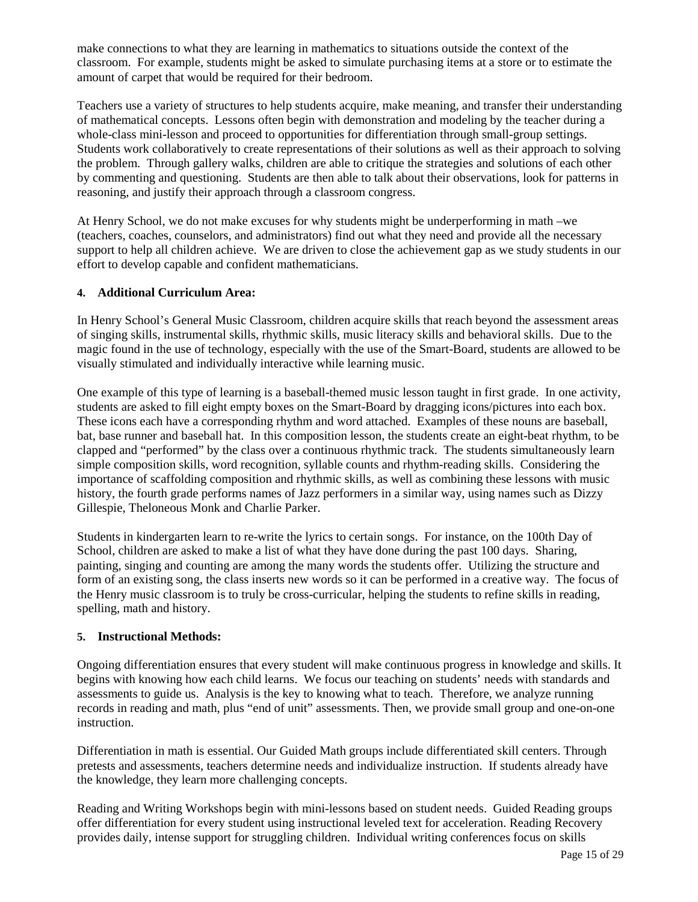make connections to what they are learning in mathematics to situations outside the context of the classroom. For example, students might be asked to simulate purchasing items at a store or to estimate the amount of carpet that would be required for their bedroom.

Teachers use a variety of structures to help students acquire, make meaning, and transfer their understanding of mathematical concepts. Lessons often begin with demonstration and modeling by the teacher during a whole-class mini-lesson and proceed to opportunities for differentiation through small-group settings. Students work collaboratively to create representations of their solutions as well as their approach to solving the problem. Through gallery walks, children are able to critique the strategies and solutions of each other by commenting and questioning. Students are then able to talk about their observations, look for patterns in reasoning, and justify their approach through a classroom congress.

At Henry School, we do not make excuses for why students might be underperforming in math –we (teachers, coaches, counselors, and administrators) find out what they need and provide all the necessary support to help all children achieve. We are driven to close the achievement gap as we study students in our effort to develop capable and confident mathematicians.

**4. Additional Curriculum Area:**

In Henry School's General Music Classroom, children acquire skills that reach beyond the assessment areas of singing skills, instrumental skills, rhythmic skills, music literacy skills and behavioral skills. Due to the magic found in the use of technology, especially with the use of the Smart-Board, students are allowed to be visually stimulated and individually interactive while learning music.

One example of this type of learning is a baseball-themed music lesson taught in first grade. In one activity, students are asked to fill eight empty boxes on the Smart-Board by dragging icons/pictures into each box. These icons each have a corresponding rhythm and word attached. Examples of these nouns are baseball, bat, base runner and baseball hat. In this composition lesson, the students create an eight-beat rhythm, to be clapped and "performed" by the class over a continuous rhythmic track. The students simultaneously learn simple composition skills, word recognition, syllable counts and rhythm-reading skills. Considering the importance of scaffolding composition and rhythmic skills, as well as combining these lessons with music history, the fourth grade performs names of Jazz performers in a similar way, using names such as Dizzy Gillespie, Theloneous Monk and Charlie Parker.

Students in kindergarten learn to re-write the lyrics to certain songs. For instance, on the 100th Day of School, children are asked to make a list of what they have done during the past 100 days. Sharing, painting, singing and counting are among the many words the students offer. Utilizing the structure and form of an existing song, the class inserts new words so it can be performed in a creative way. The focus of the Henry music classroom is to truly be cross-curricular, helping the students to refine skills in reading, spelling, math and history.

**5. Instructional Methods:**

Ongoing differentiation ensures that every student will make continuous progress in knowledge and skills. It begins with knowing how each child learns. We focus our teaching on students' needs with standards and assessments to guide us. Analysis is the key to knowing what to teach. Therefore, we analyze running records in reading and math, plus "end of unit" assessments. Then, we provide small group and one-on-one instruction.

Differentiation in math is essential. Our Guided Math groups include differentiated skill centers. Through pretests and assessments, teachers determine needs and individualize instruction. If students already have the knowledge, they learn more challenging concepts.

Reading and Writing Workshops begin with mini-lessons based on student needs. Guided Reading groups offer differentiation for every student using instructional leveled text for acceleration. Reading Recovery provides daily, intense support for struggling children. Individual writing conferences focus on skills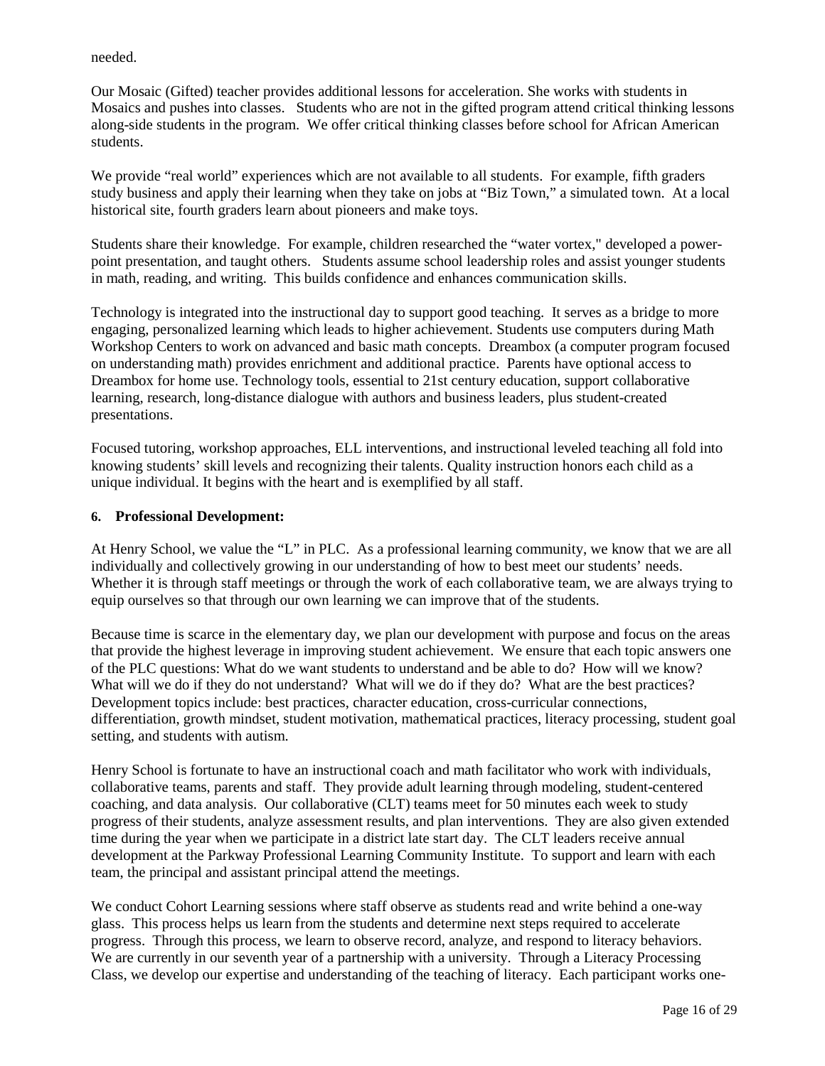needed.

Our Mosaic (Gifted) teacher provides additional lessons for acceleration. She works with students in Mosaics and pushes into classes. Students who are not in the gifted program attend critical thinking lessons along-side students in the program. We offer critical thinking classes before school for African American students.

We provide "real world" experiences which are not available to all students. For example, fifth graders study business and apply their learning when they take on jobs at "Biz Town," a simulated town. At a local historical site, fourth graders learn about pioneers and make toys.

Students share their knowledge. For example, children researched the "water vortex," developed a power-point presentation, and taught others. Students assume school leadership roles and assist younger students in math, reading, and writing. This builds confidence and enhances communication skills.

Technology is integrated into the instructional day to support good teaching. It serves as a bridge to more engaging, personalized learning which leads to higher achievement. Students use computers during Math Workshop Centers to work on advanced and basic math concepts. Dreambox (a computer program focused on understanding math) provides enrichment and additional practice. Parents have optional access to Dreambox for home use. Technology tools, essential to 21st century education, support collaborative learning, research, long-distance dialogue with authors and business leaders, plus student-created presentations.

Focused tutoring, workshop approaches, ELL interventions, and instructional leveled teaching all fold into knowing students' skill levels and recognizing their talents. Quality instruction honors each child as a unique individual. It begins with the heart and is exemplified by all staff.

**6. Professional Development:**

At Henry School, we value the "L" in PLC. As a professional learning community, we know that we are all individually and collectively growing in our understanding of how to best meet our students' needs. Whether it is through staff meetings or through the work of each collaborative team, we are always trying to equip ourselves so that through our own learning we can improve that of the students.

Because time is scarce in the elementary day, we plan our development with purpose and focus on the areas that provide the highest leverage in improving student achievement. We ensure that each topic answers one of the PLC questions: What do we want students to understand and be able to do? How will we know? What will we do if they do not understand? What will we do if they do? What are the best practices? Development topics include: best practices, character education, cross-curricular connections, differentiation, growth mindset, student motivation, mathematical practices, literacy processing, student goal setting, and students with autism.

Henry School is fortunate to have an instructional coach and math facilitator who work with individuals, collaborative teams, parents and staff. They provide adult learning through modeling, student-centered coaching, and data analysis. Our collaborative (CLT) teams meet for 50 minutes each week to study progress of their students, analyze assessment results, and plan interventions. They are also given extended time during the year when we participate in a district late start day. The CLT leaders receive annual development at the Parkway Professional Learning Community Institute. To support and learn with each team, the principal and assistant principal attend the meetings.

We conduct Cohort Learning sessions where staff observe as students read and write behind a one-way glass. This process helps us learn from the students and determine next steps required to accelerate progress. Through this process, we learn to observe record, analyze, and respond to literacy behaviors. We are currently in our seventh year of a partnership with a university. Through a Literacy Processing Class, we develop our expertise and understanding of the teaching of literacy. Each participant works one-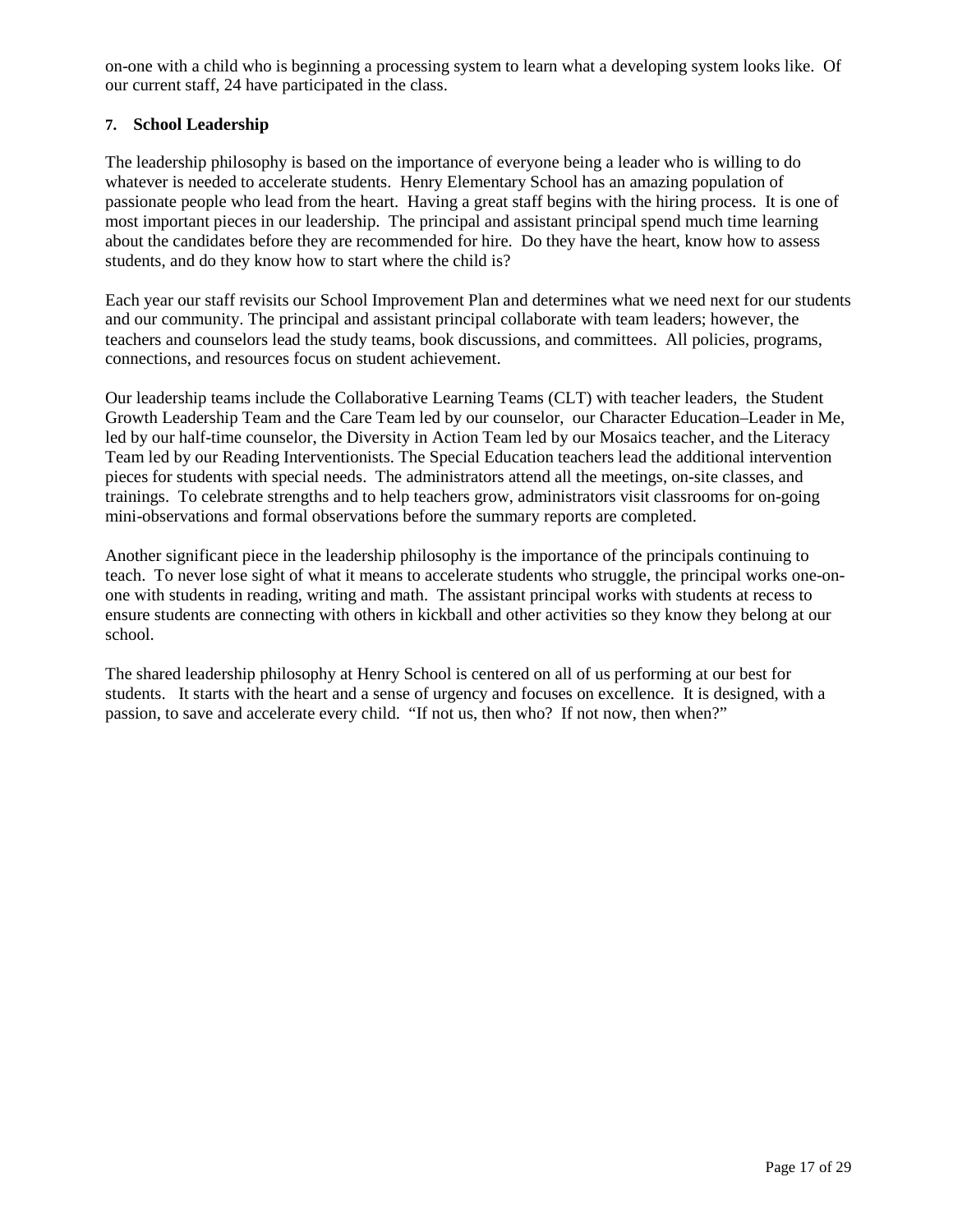on-one with a child who is beginning a processing system to learn what a developing system looks like. Of our current staff, 24 have participated in the class.

**7. School Leadership**

The leadership philosophy is based on the importance of everyone being a leader who is willing to do whatever is needed to accelerate students. Henry Elementary School has an amazing population of passionate people who lead from the heart. Having a great staff begins with the hiring process. It is one of most important pieces in our leadership. The principal and assistant principal spend much time learning about the candidates before they are recommended for hire. Do they have the heart, know how to assess students, and do they know how to start where the child is?

Each year our staff revisits our School Improvement Plan and determines what we need next for our students and our community. The principal and assistant principal collaborate with team leaders; however, the teachers and counselors lead the study teams, book discussions, and committees. All policies, programs, connections, and resources focus on student achievement.

Our leadership teams include the Collaborative Learning Teams (CLT) with teacher leaders, the Student Growth Leadership Team and the Care Team led by our counselor, our Character Education–Leader in Me, led by our half-time counselor, the Diversity in Action Team led by our Mosaics teacher, and the Literacy Team led by our Reading Interventionists. The Special Education teachers lead the additional intervention pieces for students with special needs. The administrators attend all the meetings, on-site classes, and trainings. To celebrate strengths and to help teachers grow, administrators visit classrooms for on-going mini-observations and formal observations before the summary reports are completed.

Another significant piece in the leadership philosophy is the importance of the principals continuing to teach. To never lose sight of what it means to accelerate students who struggle, the principal works one-on-one with students in reading, writing and math. The assistant principal works with students at recess to ensure students are connecting with others in kickball and other activities so they know they belong at our school.

The shared leadership philosophy at Henry School is centered on all of us performing at our best for students. It starts with the heart and a sense of urgency and focuses on excellence. It is designed, with a passion, to save and accelerate every child. "If not us, then who? If not now, then when?"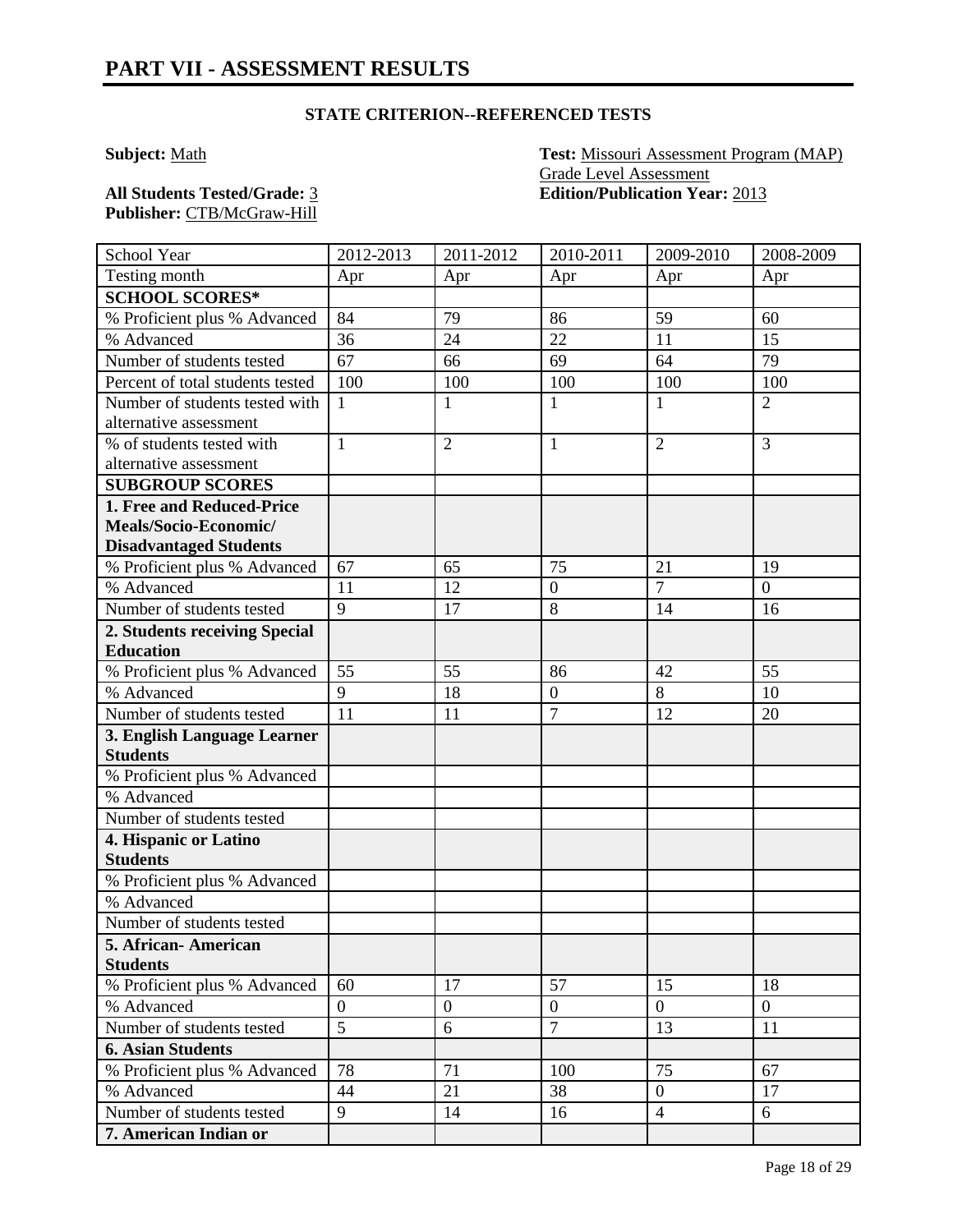# PART VII - ASSESSMENT RESULTS

**STATE CRITERION--REFERENCED TESTS**

**Subject:** Math

**Test:** Missouri Assessment Program (MAP) Grade Level Assessment

**All Students Tested/Grade:** 3

**Edition/Publication Year:** 2013

**Publisher:** CTB/McGraw-Hill

| School Year | 2012-2013 | 2011-2012 | 2010-2011 | 2009-2010 | 2008-2009 |
|---|---|---|---|---|---|
| Testing month | Apr | Apr | Apr | Apr | Apr |
| **SCHOOL SCORES*** | | | | | |
| % Proficient plus % Advanced | 84 | 79 | 86 | 59 | 60 |
| % Advanced | 36 | 24 | 22 | 11 | 15 |
| Number of students tested | 67 | 66 | 69 | 64 | 79 |
| Percent of total students tested | 100 | 100 | 100 | 100 | 100 |
| Number of students tested with alternative assessment | 1 | 1 | 1 | 1 | 2 |
| % of students tested with alternative assessment | 1 | 2 | 1 | 2 | 3 |
| **SUBGROUP SCORES** | | | | | |
| **1. Free and Reduced-Price Meals/Socio-Economic/ Disadvantaged Students** | | | | | |
| % Proficient plus % Advanced | 67 | 65 | 75 | 21 | 19 |
| % Advanced | 11 | 12 | 0 | 7 | 0 |
| Number of students tested | 9 | 17 | 8 | 14 | 16 |
| **2. Students receiving Special Education** | | | | | |
| % Proficient plus % Advanced | 55 | 55 | 86 | 42 | 55 |
| % Advanced | 9 | 18 | 0 | 8 | 10 |
| Number of students tested | 11 | 11 | 7 | 12 | 20 |
| **3. English Language Learner Students** | | | | | |
| % Proficient plus % Advanced | | | | | |
| % Advanced | | | | | |
| Number of students tested | | | | | |
| **4. Hispanic or Latino Students** | | | | | |
| % Proficient plus % Advanced | | | | | |
| % Advanced | | | | | |
| Number of students tested | | | | | |
| **5. African- American Students** | | | | | |
| % Proficient plus % Advanced | 60 | 17 | 57 | 15 | 18 |
| % Advanced | 0 | 0 | 0 | 0 | 0 |
| Number of students tested | 5 | 6 | 7 | 13 | 11 |
| **6. Asian Students** | | | | | |
| % Proficient plus % Advanced | 78 | 71 | 100 | 75 | 67 |
| % Advanced | 44 | 21 | 38 | 0 | 17 |
| Number of students tested | 9 | 14 | 16 | 4 | 6 |
| **7. American Indian or** | | | | | |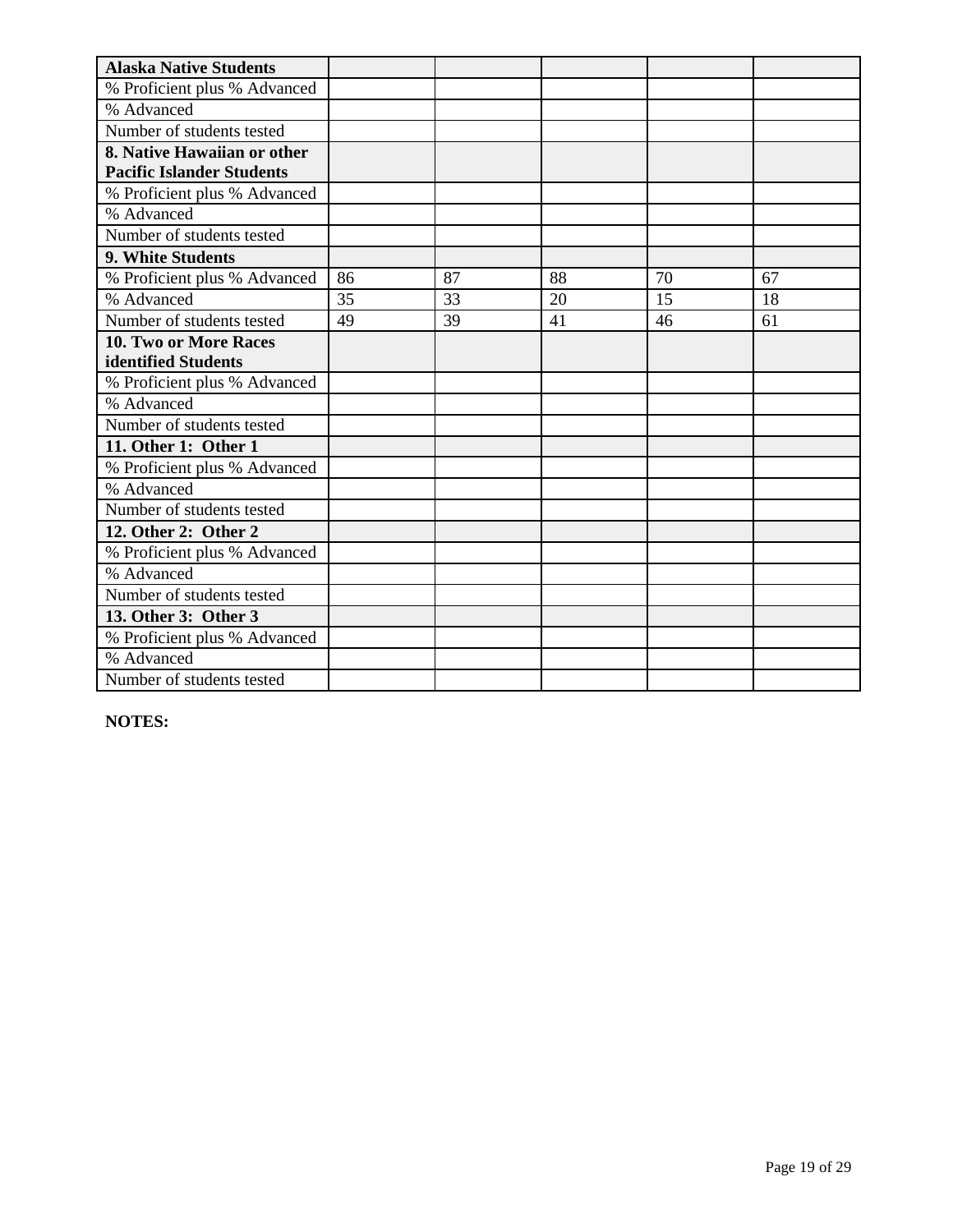| **Alaska Native Students** | | | | | |
|---|---|---|---|---|---|
| % Proficient plus % Advanced | | | | | |
| % Advanced | | | | | |
| Number of students tested | | | | | |
| **8. Native Hawaiian or other Pacific Islander Students** | | | | | |
| % Proficient plus % Advanced | | | | | |
| % Advanced | | | | | |
| Number of students tested | | | | | |
| **9. White Students** | | | | | |
| % Proficient plus % Advanced | 86 | 87 | 88 | 70 | 67 |
| % Advanced | 35 | 33 | 20 | 15 | 18 |
| Number of students tested | 49 | 39 | 41 | 46 | 61 |
| **10. Two or More Races identified Students** | | | | | |
| % Proficient plus % Advanced | | | | | |
| % Advanced | | | | | |
| Number of students tested | | | | | |
| **11. Other 1: Other 1** | | | | | |
| % Proficient plus % Advanced | | | | | |
| % Advanced | | | | | |
| Number of students tested | | | | | |
| **12. Other 2: Other 2** | | | | | |
| % Proficient plus % Advanced | | | | | |
| % Advanced | | | | | |
| Number of students tested | | | | | |
| **13. Other 3: Other 3** | | | | | |
| % Proficient plus % Advanced | | | | | |
| % Advanced | | | | | |
| Number of students tested | | | | | |

**NOTES:**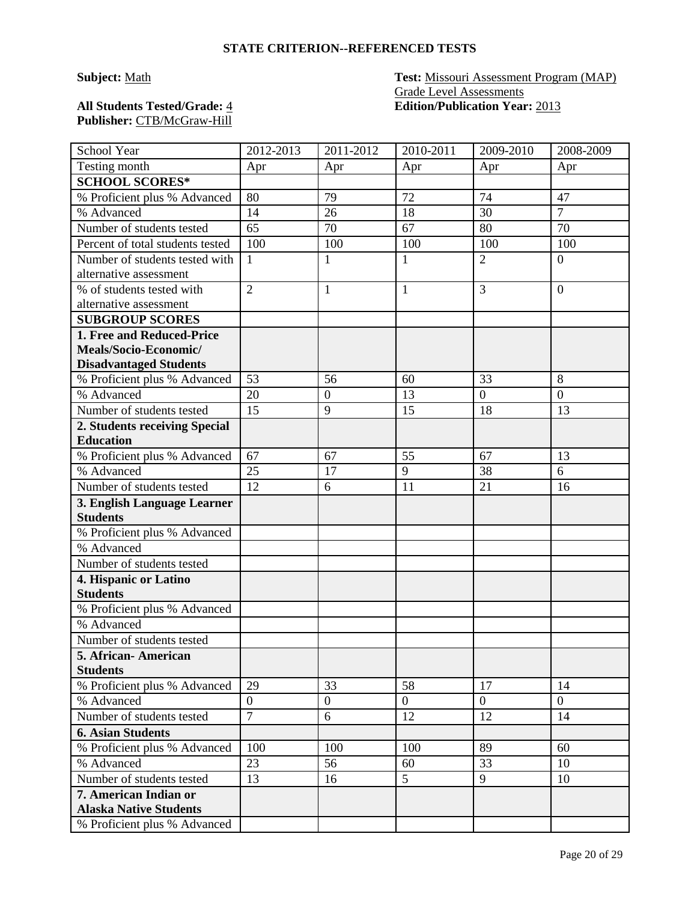## STATE CRITERION--REFERENCED TESTS

**Subject:** Math

**Test:** Missouri Assessment Program (MAP) Grade Level Assessments

**All Students Tested/Grade:** 4

**Edition/Publication Year:** 2013

**Publisher:** CTB/McGraw-Hill

| School Year | 2012-2013 | 2011-2012 | 2010-2011 | 2009-2010 | 2008-2009 |
|---|---|---|---|---|---|
| Testing month | Apr | Apr | Apr | Apr | Apr |
| **SCHOOL SCORES*** | | | | | |
| % Proficient plus % Advanced | 80 | 79 | 72 | 74 | 47 |
| % Advanced | 14 | 26 | 18 | 30 | 7 |
| Number of students tested | 65 | 70 | 67 | 80 | 70 |
| Percent of total students tested | 100 | 100 | 100 | 100 | 100 |
| Number of students tested with alternative assessment | 1 | 1 | 1 | 2 | 0 |
| % of students tested with alternative assessment | 2 | 1 | 1 | 3 | 0 |
| **SUBGROUP SCORES** | | | | | |
| **1. Free and Reduced-Price Meals/Socio-Economic/ Disadvantaged Students** | | | | | |
| % Proficient plus % Advanced | 53 | 56 | 60 | 33 | 8 |
| % Advanced | 20 | 0 | 13 | 0 | 0 |
| Number of students tested | 15 | 9 | 15 | 18 | 13 |
| **2. Students receiving Special Education** | | | | | |
| % Proficient plus % Advanced | 67 | 67 | 55 | 67 | 13 |
| % Advanced | 25 | 17 | 9 | 38 | 6 |
| Number of students tested | 12 | 6 | 11 | 21 | 16 |
| **3. English Language Learner Students** | | | | | |
| % Proficient plus % Advanced | | | | | |
| % Advanced | | | | | |
| Number of students tested | | | | | |
| **4. Hispanic or Latino Students** | | | | | |
| % Proficient plus % Advanced | | | | | |
| % Advanced | | | | | |
| Number of students tested | | | | | |
| **5. African- American Students** | | | | | |
| % Proficient plus % Advanced | 29 | 33 | 58 | 17 | 14 |
| % Advanced | 0 | 0 | 0 | 0 | 0 |
| Number of students tested | 7 | 6 | 12 | 12 | 14 |
| **6. Asian Students** | | | | | |
| % Proficient plus % Advanced | 100 | 100 | 100 | 89 | 60 |
| % Advanced | 23 | 56 | 60 | 33 | 10 |
| Number of students tested | 13 | 16 | 5 | 9 | 10 |
| **7. American Indian or Alaska Native Students** | | | | | |
| % Proficient plus % Advanced | | | | | |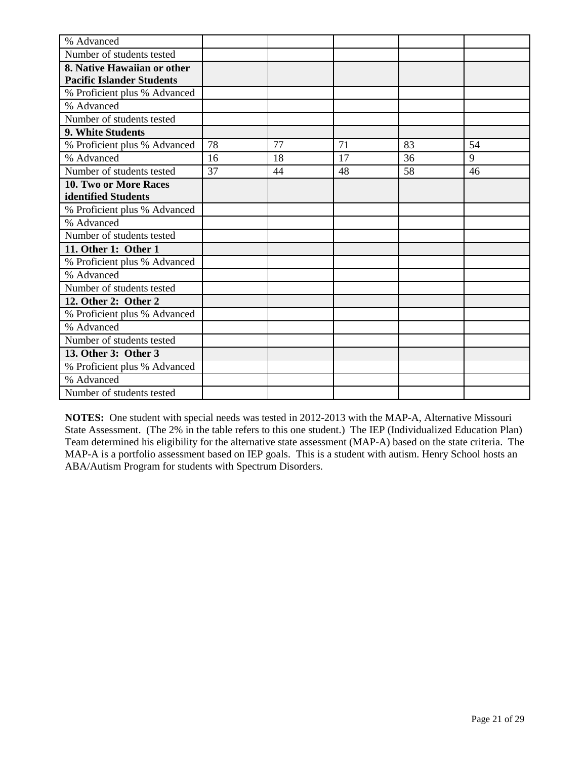| | | | | | |
|---|---|---|---|---|---|
| % Advanced | | | | | |
| Number of students tested | | | | | |
| **8. Native Hawaiian or other Pacific Islander Students** | | | | | |
| % Proficient plus % Advanced | | | | | |
| % Advanced | | | | | |
| Number of students tested | | | | | |
| **9. White Students** | | | | | |
| % Proficient plus % Advanced | 78 | 77 | 71 | 83 | 54 |
| % Advanced | 16 | 18 | 17 | 36 | 9 |
| Number of students tested | 37 | 44 | 48 | 58 | 46 |
| **10. Two or More Races identified Students** | | | | | |
| % Proficient plus % Advanced | | | | | |
| % Advanced | | | | | |
| Number of students tested | | | | | |
| **11. Other 1: Other 1** | | | | | |
| % Proficient plus % Advanced | | | | | |
| % Advanced | | | | | |
| Number of students tested | | | | | |
| **12. Other 2: Other 2** | | | | | |
| % Proficient plus % Advanced | | | | | |
| % Advanced | | | | | |
| Number of students tested | | | | | |
| **13. Other 3: Other 3** | | | | | |
| % Proficient plus % Advanced | | | | | |
| % Advanced | | | | | |
| Number of students tested | | | | | |

**NOTES:** One student with special needs was tested in 2012-2013 with the MAP-A, Alternative Missouri State Assessment. (The 2% in the table refers to this one student.) The IEP (Individualized Education Plan) Team determined his eligibility for the alternative state assessment (MAP-A) based on the state criteria. The MAP-A is a portfolio assessment based on IEP goals. This is a student with autism. Henry School hosts an ABA/Autism Program for students with Spectrum Disorders.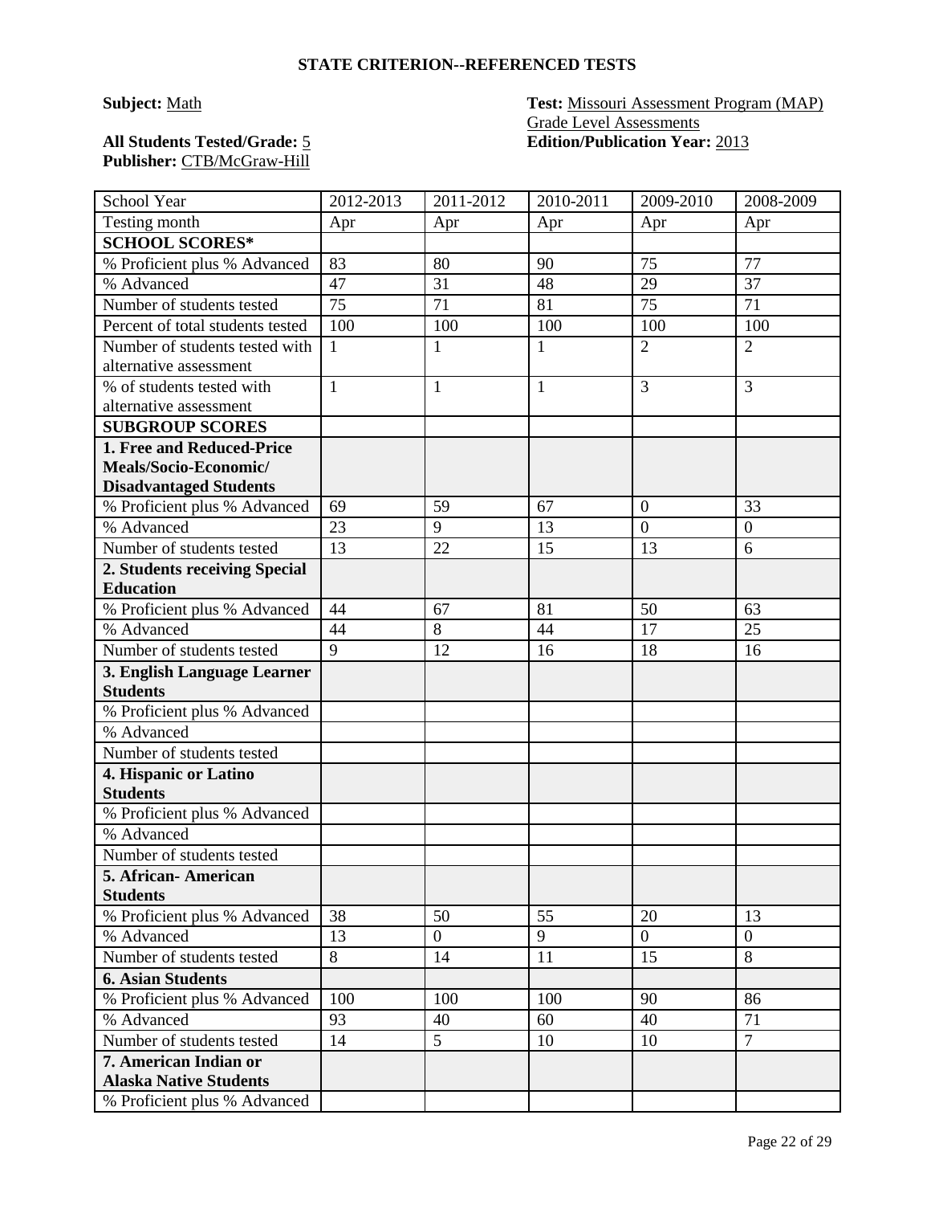## STATE CRITERION--REFERENCED TESTS

**Subject:** Math

**Test:** Missouri Assessment Program (MAP) Grade Level Assessments

**All Students Tested/Grade:** 5

**Edition/Publication Year:** 2013

**Publisher:** CTB/McGraw-Hill

| School Year | 2012-2013 | 2011-2012 | 2010-2011 | 2009-2010 | 2008-2009 |
|---|---|---|---|---|---|
| Testing month | Apr | Apr | Apr | Apr | Apr |
| **SCHOOL SCORES*** | | | | | |
| % Proficient plus % Advanced | 83 | 80 | 90 | 75 | 77 |
| % Advanced | 47 | 31 | 48 | 29 | 37 |
| Number of students tested | 75 | 71 | 81 | 75 | 71 |
| Percent of total students tested | 100 | 100 | 100 | 100 | 100 |
| Number of students tested with alternative assessment | 1 | 1 | 1 | 2 | 2 |
| % of students tested with alternative assessment | 1 | 1 | 1 | 3 | 3 |
| **SUBGROUP SCORES** | | | | | |
| **1. Free and Reduced-Price Meals/Socio-Economic/ Disadvantaged Students** | | | | | |
| % Proficient plus % Advanced | 69 | 59 | 67 | 0 | 33 |
| % Advanced | 23 | 9 | 13 | 0 | 0 |
| Number of students tested | 13 | 22 | 15 | 13 | 6 |
| **2. Students receiving Special Education** | | | | | |
| % Proficient plus % Advanced | 44 | 67 | 81 | 50 | 63 |
| % Advanced | 44 | 8 | 44 | 17 | 25 |
| Number of students tested | 9 | 12 | 16 | 18 | 16 |
| **3. English Language Learner Students** | | | | | |
| % Proficient plus % Advanced | | | | | |
| % Advanced | | | | | |
| Number of students tested | | | | | |
| **4. Hispanic or Latino Students** | | | | | |
| % Proficient plus % Advanced | | | | | |
| % Advanced | | | | | |
| Number of students tested | | | | | |
| **5. African- American Students** | | | | | |
| % Proficient plus % Advanced | 38 | 50 | 55 | 20 | 13 |
| % Advanced | 13 | 0 | 9 | 0 | 0 |
| Number of students tested | 8 | 14 | 11 | 15 | 8 |
| **6. Asian Students** | | | | | |
| % Proficient plus % Advanced | 100 | 100 | 100 | 90 | 86 |
| % Advanced | 93 | 40 | 60 | 40 | 71 |
| Number of students tested | 14 | 5 | 10 | 10 | 7 |
| **7. American Indian or Alaska Native Students** | | | | | |
| % Proficient plus % Advanced | | | | | |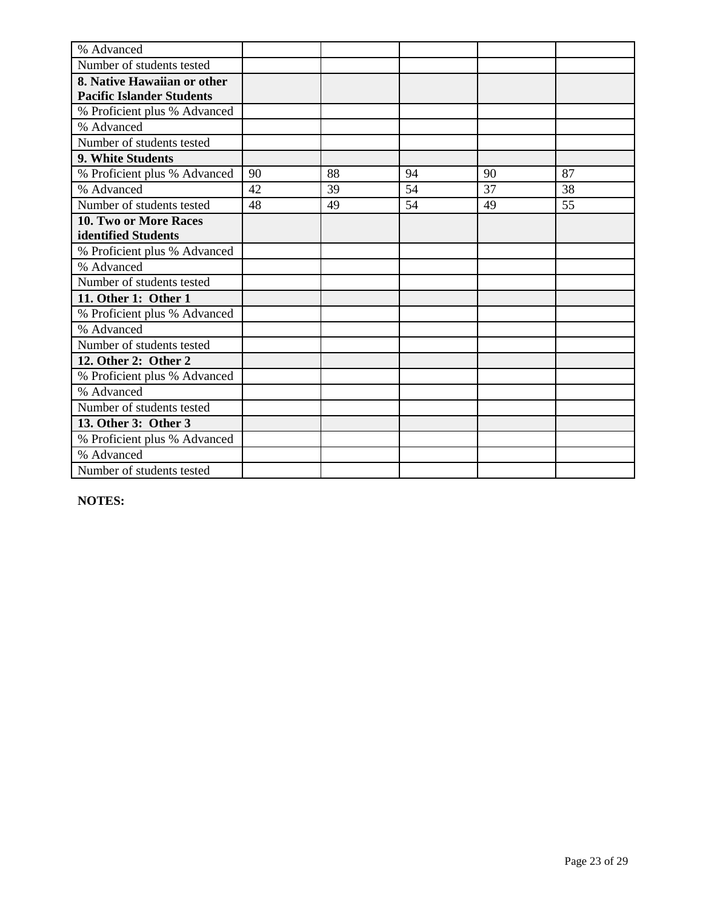| % Advanced | | | | | |
|---|---|---|---|---|---|
| Number of students tested | | | | | |
| **8. Native Hawaiian or other Pacific Islander Students** | | | | | |
| % Proficient plus % Advanced | | | | | |
| % Advanced | | | | | |
| Number of students tested | | | | | |
| **9. White Students** | | | | | |
| % Proficient plus % Advanced | 90 | 88 | 94 | 90 | 87 |
| % Advanced | 42 | 39 | 54 | 37 | 38 |
| Number of students tested | 48 | 49 | 54 | 49 | 55 |
| **10. Two or More Races identified Students** | | | | | |
| % Proficient plus % Advanced | | | | | |
| % Advanced | | | | | |
| Number of students tested | | | | | |
| **11. Other 1: Other 1** | | | | | |
| % Proficient plus % Advanced | | | | | |
| % Advanced | | | | | |
| Number of students tested | | | | | |
| **12. Other 2: Other 2** | | | | | |
| % Proficient plus % Advanced | | | | | |
| % Advanced | | | | | |
| Number of students tested | | | | | |
| **13. Other 3: Other 3** | | | | | |
| % Proficient plus % Advanced | | | | | |
| % Advanced | | | | | |
| Number of students tested | | | | | |

**NOTES:**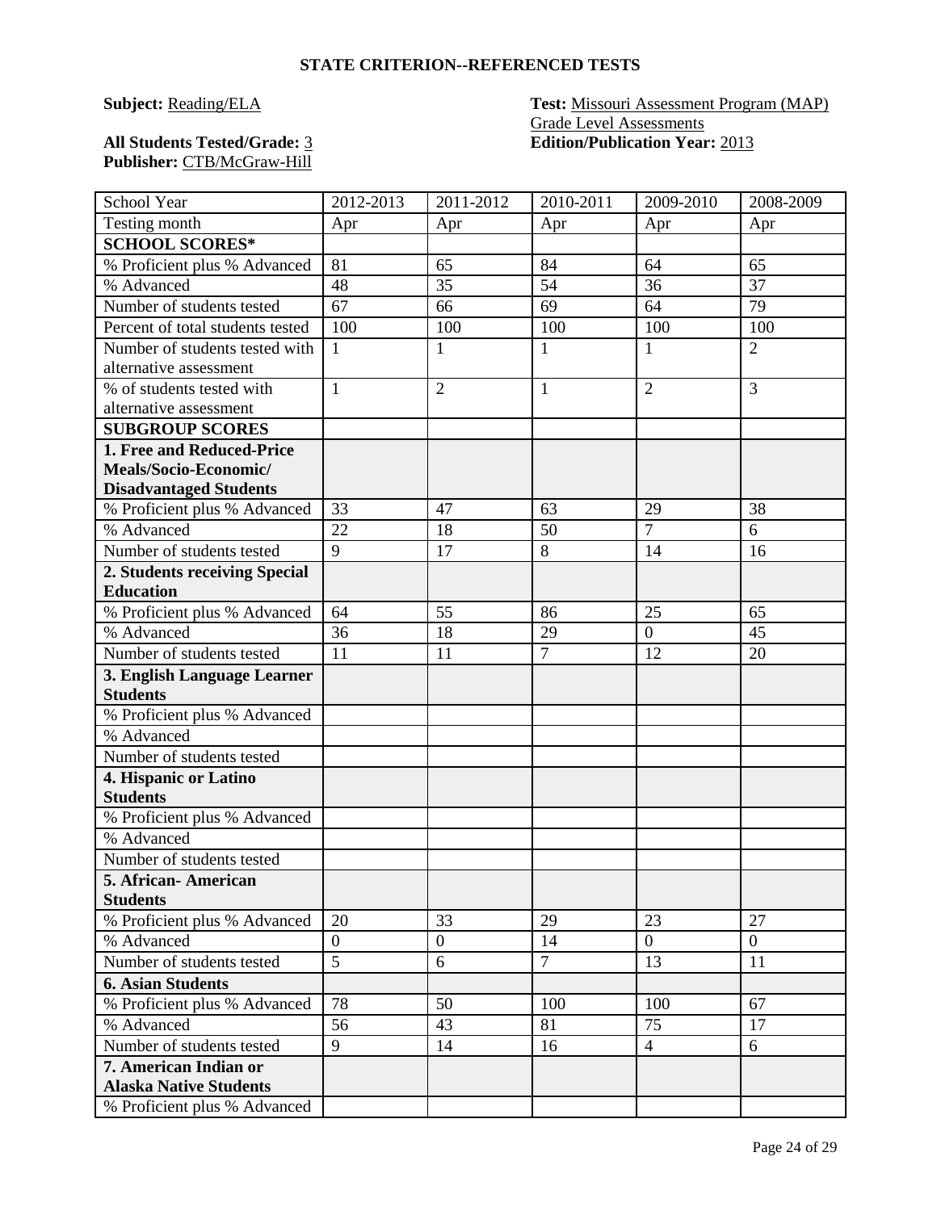## STATE CRITERION--REFERENCED TESTS

**Subject:** Reading/ELA

**Test:** Missouri Assessment Program (MAP) Grade Level Assessments

**All Students Tested/Grade:** 3

**Edition/Publication Year:** 2013

**Publisher:** CTB/McGraw-Hill

| School Year | 2012-2013 | 2011-2012 | 2010-2011 | 2009-2010 | 2008-2009 |
|---|---|---|---|---|---|
| Testing month | Apr | Apr | Apr | Apr | Apr |
| **SCHOOL SCORES*** | | | | | |
| % Proficient plus % Advanced | 81 | 65 | 84 | 64 | 65 |
| % Advanced | 48 | 35 | 54 | 36 | 37 |
| Number of students tested | 67 | 66 | 69 | 64 | 79 |
| Percent of total students tested | 100 | 100 | 100 | 100 | 100 |
| Number of students tested with alternative assessment | 1 | 1 | 1 | 1 | 2 |
| % of students tested with alternative assessment | 1 | 2 | 1 | 2 | 3 |
| **SUBGROUP SCORES** | | | | | |
| **1. Free and Reduced-Price Meals/Socio-Economic/ Disadvantaged Students** | | | | | |
| % Proficient plus % Advanced | 33 | 47 | 63 | 29 | 38 |
| % Advanced | 22 | 18 | 50 | 7 | 6 |
| Number of students tested | 9 | 17 | 8 | 14 | 16 |
| **2. Students receiving Special Education** | | | | | |
| % Proficient plus % Advanced | 64 | 55 | 86 | 25 | 65 |
| % Advanced | 36 | 18 | 29 | 0 | 45 |
| Number of students tested | 11 | 11 | 7 | 12 | 20 |
| **3. English Language Learner Students** | | | | | |
| % Proficient plus % Advanced | | | | | |
| % Advanced | | | | | |
| Number of students tested | | | | | |
| **4. Hispanic or Latino Students** | | | | | |
| % Proficient plus % Advanced | | | | | |
| % Advanced | | | | | |
| Number of students tested | | | | | |
| **5. African- American Students** | | | | | |
| % Proficient plus % Advanced | 20 | 33 | 29 | 23 | 27 |
| % Advanced | 0 | 0 | 14 | 0 | 0 |
| Number of students tested | 5 | 6 | 7 | 13 | 11 |
| **6. Asian Students** | | | | | |
| % Proficient plus % Advanced | 78 | 50 | 100 | 100 | 67 |
| % Advanced | 56 | 43 | 81 | 75 | 17 |
| Number of students tested | 9 | 14 | 16 | 4 | 6 |
| **7. American Indian or Alaska Native Students** | | | | | |
| % Proficient plus % Advanced | | | | | |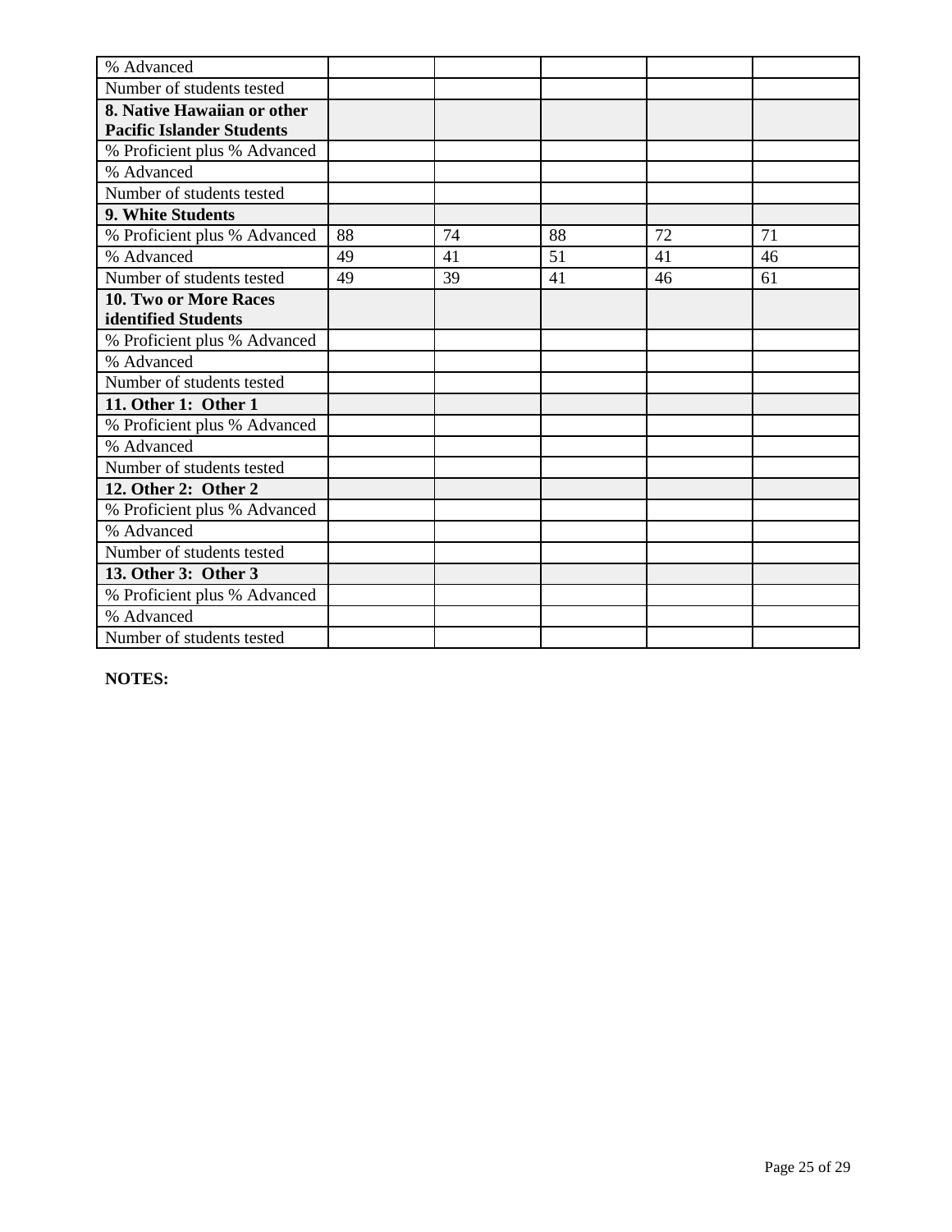| | | | | | |
|---|---|---|---|---|---|
| % Advanced | | | | | |
| Number of students tested | | | | | |
| **8. Native Hawaiian or other Pacific Islander Students** | | | | | |
| % Proficient plus % Advanced | | | | | |
| % Advanced | | | | | |
| Number of students tested | | | | | |
| **9. White Students** | | | | | |
| % Proficient plus % Advanced | 88 | 74 | 88 | 72 | 71 |
| % Advanced | 49 | 41 | 51 | 41 | 46 |
| Number of students tested | 49 | 39 | 41 | 46 | 61 |
| **10. Two or More Races identified Students** | | | | | |
| % Proficient plus % Advanced | | | | | |
| % Advanced | | | | | |
| Number of students tested | | | | | |
| **11. Other 1: Other 1** | | | | | |
| % Proficient plus % Advanced | | | | | |
| % Advanced | | | | | |
| Number of students tested | | | | | |
| **12. Other 2: Other 2** | | | | | |
| % Proficient plus % Advanced | | | | | |
| % Advanced | | | | | |
| Number of students tested | | | | | |
| **13. Other 3: Other 3** | | | | | |
| % Proficient plus % Advanced | | | | | |
| % Advanced | | | | | |
| Number of students tested | | | | | |

**NOTES:**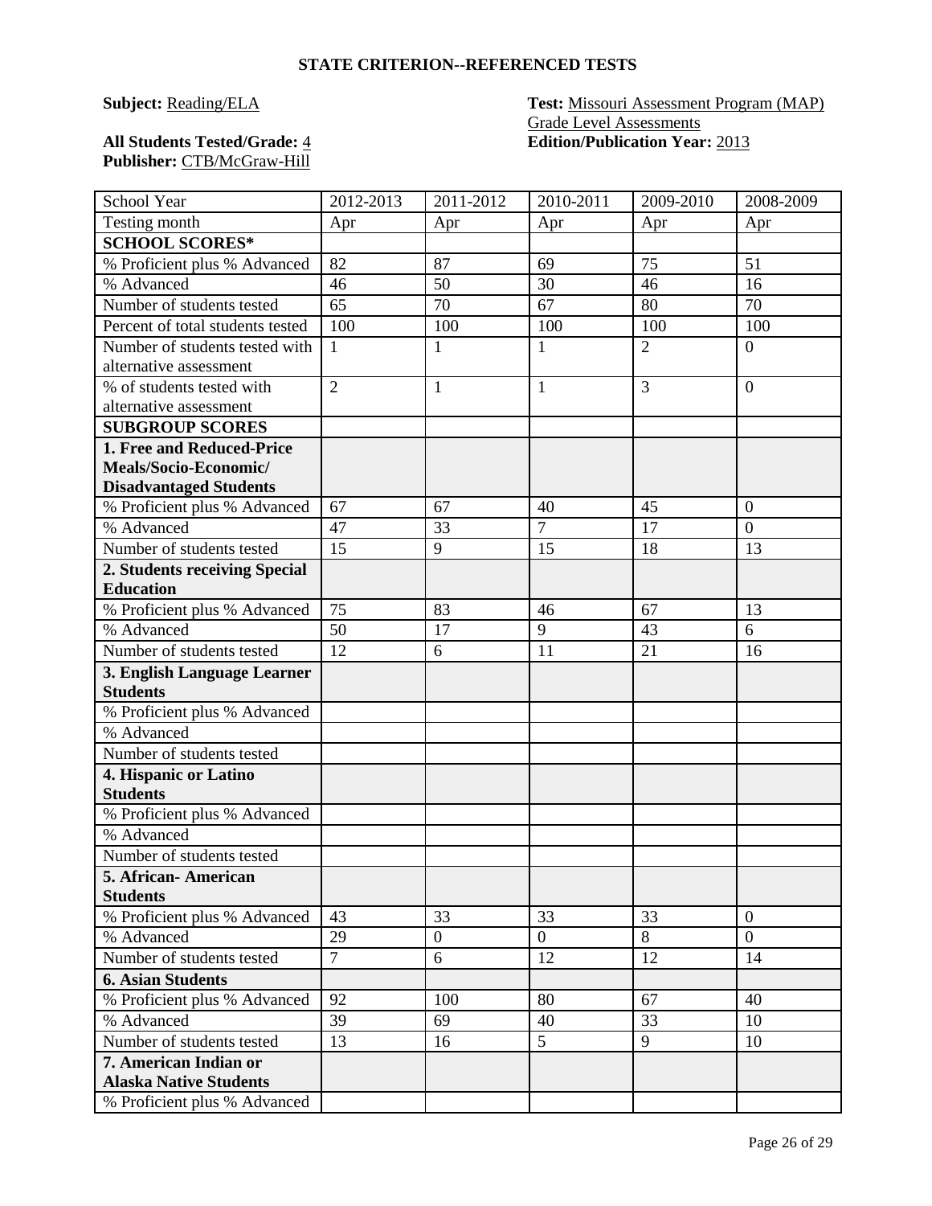## STATE CRITERION--REFERENCED TESTS

**Subject:** Reading/ELA

**Test:** Missouri Assessment Program (MAP) Grade Level Assessments

**All Students Tested/Grade:** 4

**Edition/Publication Year:** 2013

**Publisher:** CTB/McGraw-Hill

| School Year | 2012-2013 | 2011-2012 | 2010-2011 | 2009-2010 | 2008-2009 |
|---|---|---|---|---|---|
| Testing month | Apr | Apr | Apr | Apr | Apr |
| **SCHOOL SCORES*** | | | | | |
| % Proficient plus % Advanced | 82 | 87 | 69 | 75 | 51 |
| % Advanced | 46 | 50 | 30 | 46 | 16 |
| Number of students tested | 65 | 70 | 67 | 80 | 70 |
| Percent of total students tested | 100 | 100 | 100 | 100 | 100 |
| Number of students tested with alternative assessment | 1 | 1 | 1 | 2 | 0 |
| % of students tested with alternative assessment | 2 | 1 | 1 | 3 | 0 |
| **SUBGROUP SCORES** | | | | | |
| **1. Free and Reduced-Price Meals/Socio-Economic/ Disadvantaged Students** | | | | | |
| % Proficient plus % Advanced | 67 | 67 | 40 | 45 | 0 |
| % Advanced | 47 | 33 | 7 | 17 | 0 |
| Number of students tested | 15 | 9 | 15 | 18 | 13 |
| **2. Students receiving Special Education** | | | | | |
| % Proficient plus % Advanced | 75 | 83 | 46 | 67 | 13 |
| % Advanced | 50 | 17 | 9 | 43 | 6 |
| Number of students tested | 12 | 6 | 11 | 21 | 16 |
| **3. English Language Learner Students** | | | | | |
| % Proficient plus % Advanced | | | | | |
| % Advanced | | | | | |
| Number of students tested | | | | | |
| **4. Hispanic or Latino Students** | | | | | |
| % Proficient plus % Advanced | | | | | |
| % Advanced | | | | | |
| Number of students tested | | | | | |
| **5. African- American Students** | | | | | |
| % Proficient plus % Advanced | 43 | 33 | 33 | 33 | 0 |
| % Advanced | 29 | 0 | 0 | 8 | 0 |
| Number of students tested | 7 | 6 | 12 | 12 | 14 |
| **6. Asian Students** | | | | | |
| % Proficient plus % Advanced | 92 | 100 | 80 | 67 | 40 |
| % Advanced | 39 | 69 | 40 | 33 | 10 |
| Number of students tested | 13 | 16 | 5 | 9 | 10 |
| **7. American Indian or Alaska Native Students** | | | | | |
| % Proficient plus % Advanced | | | | | |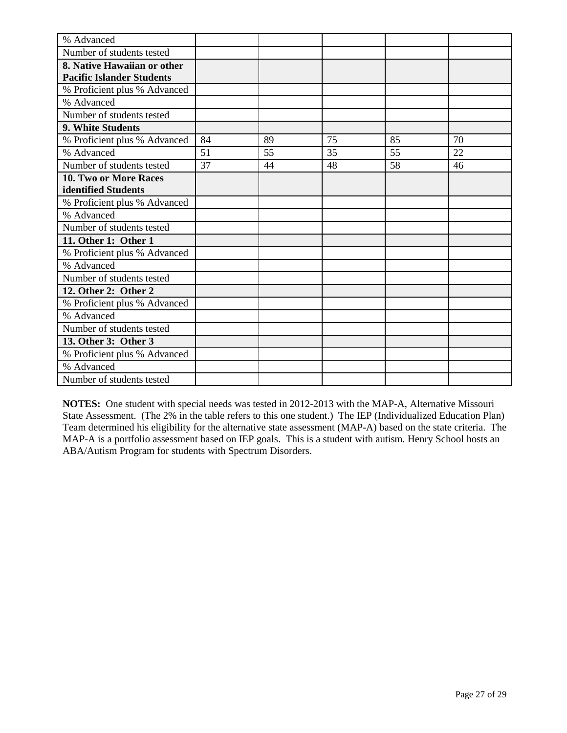| | | | | | |
|---|---|---|---|---|---|
| % Advanced | | | | | |
| Number of students tested | | | | | |
| **8. Native Hawaiian or other Pacific Islander Students** | | | | | |
| % Proficient plus % Advanced | | | | | |
| % Advanced | | | | | |
| Number of students tested | | | | | |
| **9. White Students** | | | | | |
| % Proficient plus % Advanced | 84 | 89 | 75 | 85 | 70 |
| % Advanced | 51 | 55 | 35 | 55 | 22 |
| Number of students tested | 37 | 44 | 48 | 58 | 46 |
| **10. Two or More Races identified Students** | | | | | |
| % Proficient plus % Advanced | | | | | |
| % Advanced | | | | | |
| Number of students tested | | | | | |
| **11. Other 1: Other 1** | | | | | |
| % Proficient plus % Advanced | | | | | |
| % Advanced | | | | | |
| Number of students tested | | | | | |
| **12. Other 2: Other 2** | | | | | |
| % Proficient plus % Advanced | | | | | |
| % Advanced | | | | | |
| Number of students tested | | | | | |
| **13. Other 3: Other 3** | | | | | |
| % Proficient plus % Advanced | | | | | |
| % Advanced | | | | | |
| Number of students tested | | | | | |

**NOTES:** One student with special needs was tested in 2012-2013 with the MAP-A, Alternative Missouri State Assessment. (The 2% in the table refers to this one student.) The IEP (Individualized Education Plan) Team determined his eligibility for the alternative state assessment (MAP-A) based on the state criteria. The MAP-A is a portfolio assessment based on IEP goals. This is a student with autism. Henry School hosts an ABA/Autism Program for students with Spectrum Disorders.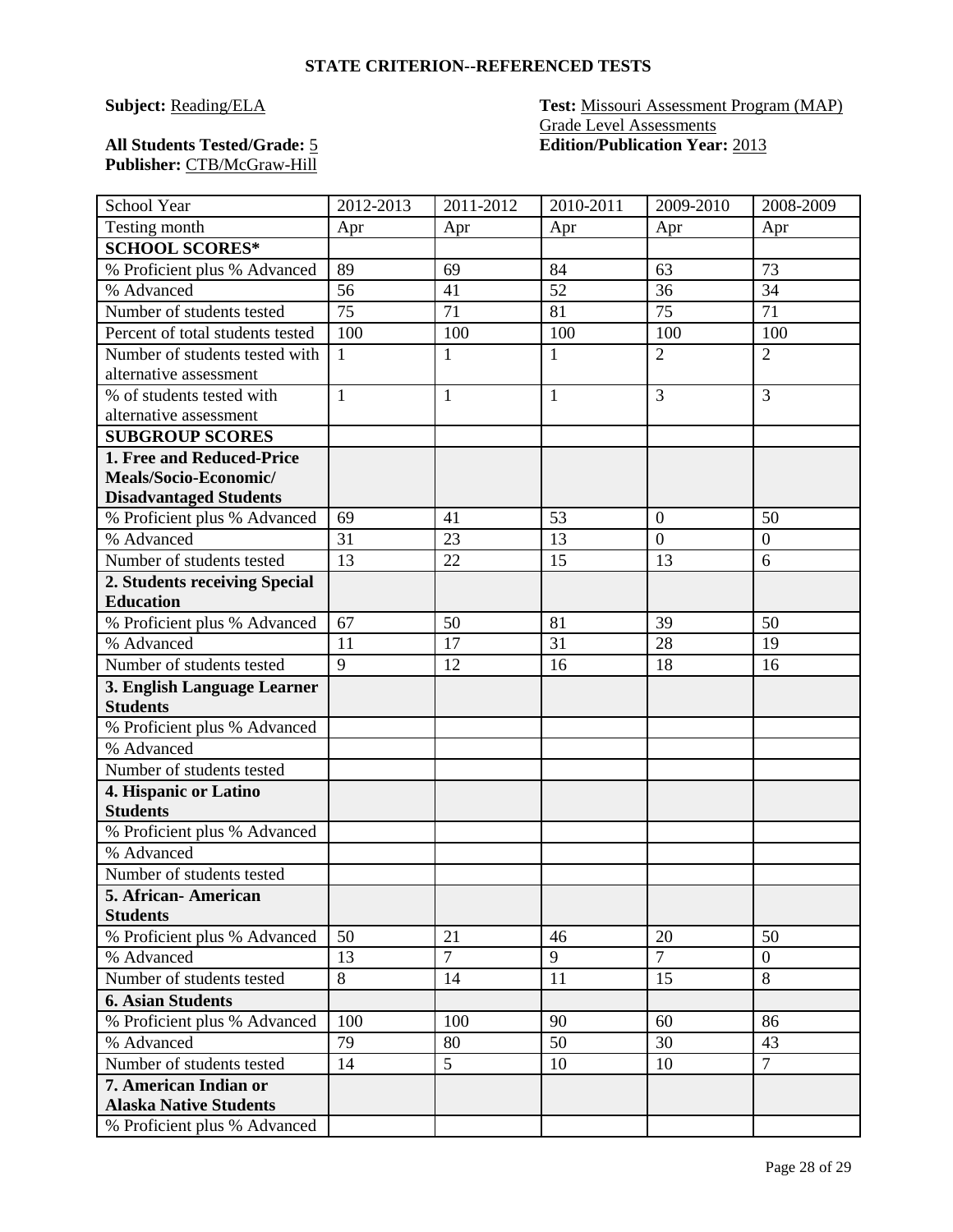## STATE CRITERION--REFERENCED TESTS

**Subject:** Reading/ELA

**Test:** Missouri Assessment Program (MAP) Grade Level Assessments

**All Students Tested/Grade:** 5

**Edition/Publication Year:** 2013

**Publisher:** CTB/McGraw-Hill

| School Year | 2012-2013 | 2011-2012 | 2010-2011 | 2009-2010 | 2008-2009 |
|---|---|---|---|---|---|
| Testing month | Apr | Apr | Apr | Apr | Apr |
| **SCHOOL SCORES*** | | | | | |
| % Proficient plus % Advanced | 89 | 69 | 84 | 63 | 73 |
| % Advanced | 56 | 41 | 52 | 36 | 34 |
| Number of students tested | 75 | 71 | 81 | 75 | 71 |
| Percent of total students tested | 100 | 100 | 100 | 100 | 100 |
| Number of students tested with alternative assessment | 1 | 1 | 1 | 2 | 2 |
| % of students tested with alternative assessment | 1 | 1 | 1 | 3 | 3 |
| **SUBGROUP SCORES** | | | | | |
| **1. Free and Reduced-Price Meals/Socio-Economic/ Disadvantaged Students** | | | | | |
| % Proficient plus % Advanced | 69 | 41 | 53 | 0 | 50 |
| % Advanced | 31 | 23 | 13 | 0 | 0 |
| Number of students tested | 13 | 22 | 15 | 13 | 6 |
| **2. Students receiving Special Education** | | | | | |
| % Proficient plus % Advanced | 67 | 50 | 81 | 39 | 50 |
| % Advanced | 11 | 17 | 31 | 28 | 19 |
| Number of students tested | 9 | 12 | 16 | 18 | 16 |
| **3. English Language Learner Students** | | | | | |
| % Proficient plus % Advanced | | | | | |
| % Advanced | | | | | |
| Number of students tested | | | | | |
| **4. Hispanic or Latino Students** | | | | | |
| % Proficient plus % Advanced | | | | | |
| % Advanced | | | | | |
| Number of students tested | | | | | |
| **5. African- American Students** | | | | | |
| % Proficient plus % Advanced | 50 | 21 | 46 | 20 | 50 |
| % Advanced | 13 | 7 | 9 | 7 | 0 |
| Number of students tested | 8 | 14 | 11 | 15 | 8 |
| **6. Asian Students** | | | | | |
| % Proficient plus % Advanced | 100 | 100 | 90 | 60 | 86 |
| % Advanced | 79 | 80 | 50 | 30 | 43 |
| Number of students tested | 14 | 5 | 10 | 10 | 7 |
| **7. American Indian or Alaska Native Students** | | | | | |
| % Proficient plus % Advanced | | | | | |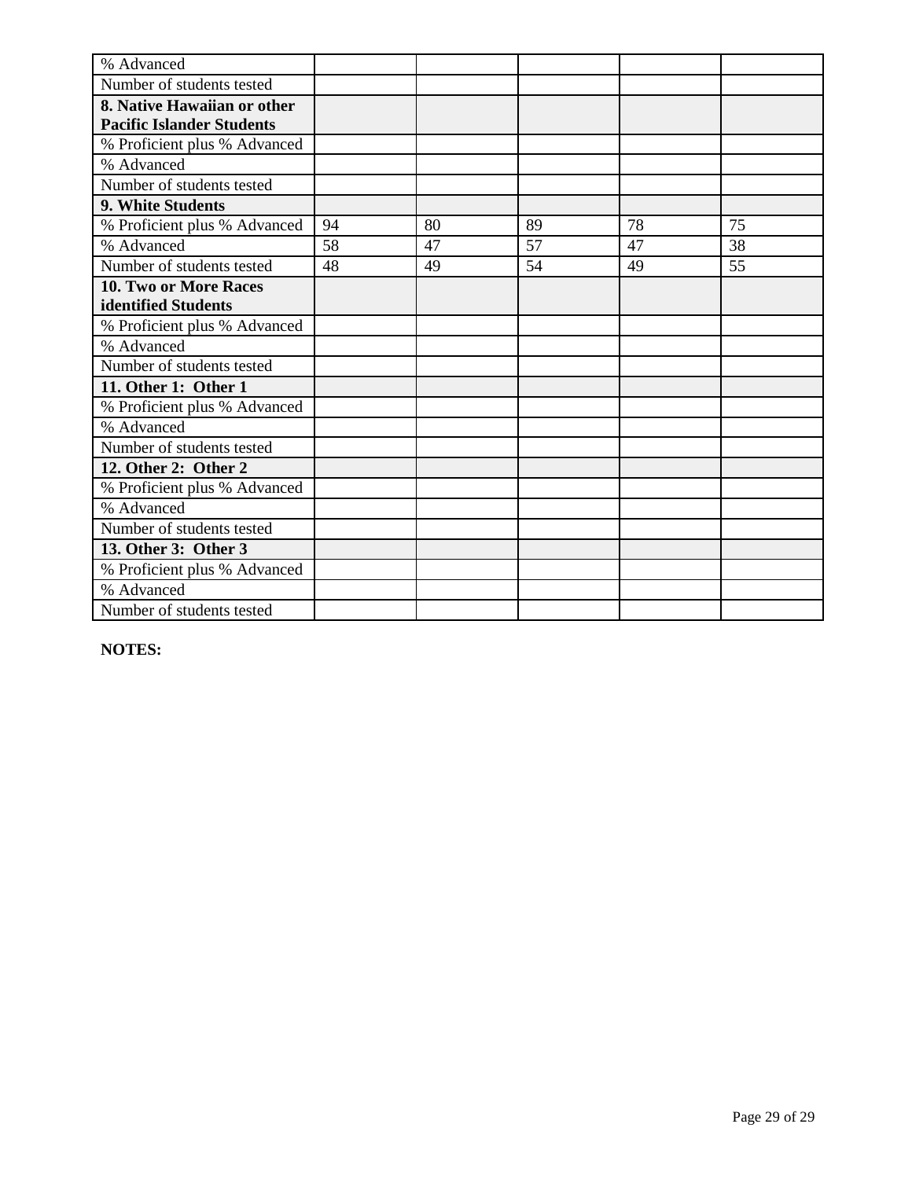| | | | | | |
|---|---|---|---|---|---|
| % Advanced | | | | | |
| Number of students tested | | | | | |
| **8. Native Hawaiian or other Pacific Islander Students** | | | | | |
| % Proficient plus % Advanced | | | | | |
| % Advanced | | | | | |
| Number of students tested | | | | | |
| **9. White Students** | | | | | |
| % Proficient plus % Advanced | 94 | 80 | 89 | 78 | 75 |
| % Advanced | 58 | 47 | 57 | 47 | 38 |
| Number of students tested | 48 | 49 | 54 | 49 | 55 |
| **10. Two or More Races identified Students** | | | | | |
| % Proficient plus % Advanced | | | | | |
| % Advanced | | | | | |
| Number of students tested | | | | | |
| **11. Other 1: Other 1** | | | | | |
| % Proficient plus % Advanced | | | | | |
| % Advanced | | | | | |
| Number of students tested | | | | | |
| **12. Other 2: Other 2** | | | | | |
| % Proficient plus % Advanced | | | | | |
| % Advanced | | | | | |
| Number of students tested | | | | | |
| **13. Other 3: Other 3** | | | | | |
| % Proficient plus % Advanced | | | | | |
| % Advanced | | | | | |
| Number of students tested | | | | | |

**NOTES:**